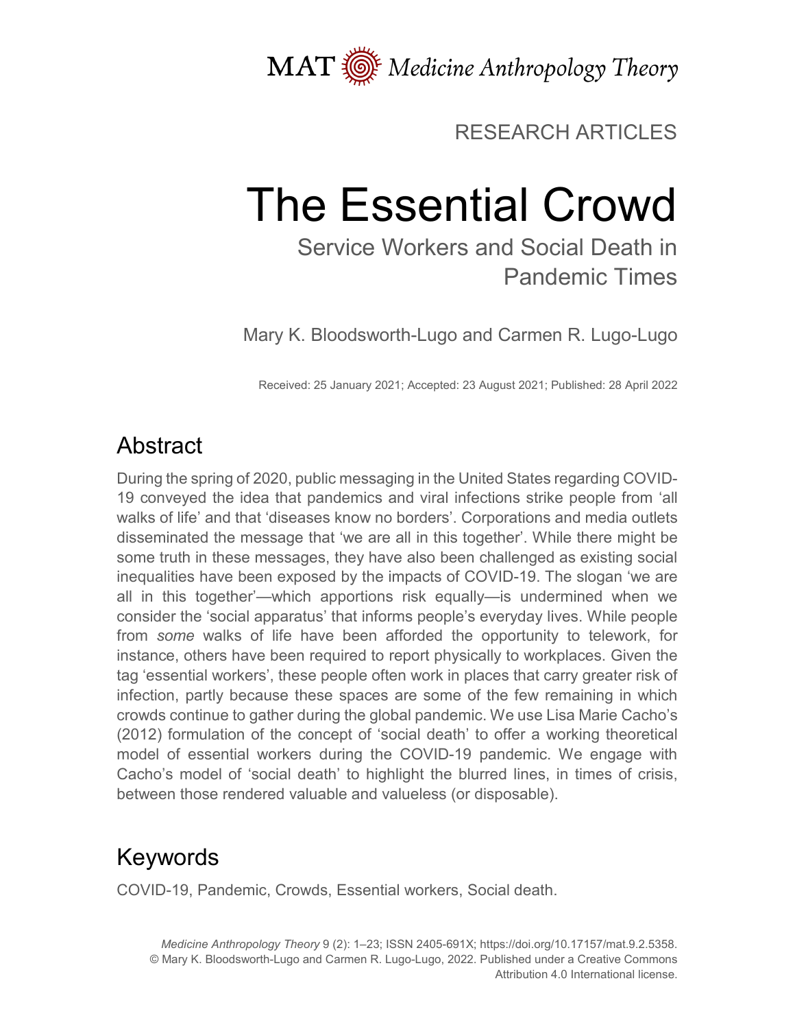MAT *Medicine Anthropology Theory*

RESEARCH ARTICLES

# The Essential Crowd

## Service Workers and Social Death in Pandemic Times

Mary K. Bloodsworth-Lugo and Carmen R. Lugo-Lugo

Received: 25 January 2021; Accepted: 23 August 2021; Published: 28 April 2022

## Abstract

During the spring of 2020, public messaging in the United States regarding COVID-19 conveyed the idea that pandemics and viral infections strike people from 'all walks of life' and that 'diseases know no borders'. Corporations and media outlets disseminated the message that 'we are all in this together'. While there might be some truth in these messages, they have also been challenged as existing social inequalities have been exposed by the impacts of COVID-19. The slogan 'we are all in this together'—which apportions risk equally—is undermined when we consider the 'social apparatus' that informs people's everyday lives. While people from *some* walks of life have been afforded the opportunity to telework, for instance, others have been required to report physically to workplaces. Given the tag 'essential workers', these people often work in places that carry greater risk of infection, partly because these spaces are some of the few remaining in which crowds continue to gather during the global pandemic. We use Lisa Marie Cacho's (2012) formulation of the concept of 'social death' to offer a working theoretical model of essential workers during the COVID-19 pandemic. We engage with Cacho's model of 'social death' to highlight the blurred lines, in times of crisis, between those rendered valuable and valueless (or disposable).

## Keywords

COVID-19, Pandemic, Crowds, Essential workers, Social death.

*Medicine Anthropology Theory* 9 (2): 1–23; ISSN 2405-691X; https://doi.org/10.17157/mat.9.2.5358.
© Mary K. Bloodsworth-Lugo and Carmen R. Lugo-Lugo, 2022. Published under a Creative Commons Attribution 4.0 International license.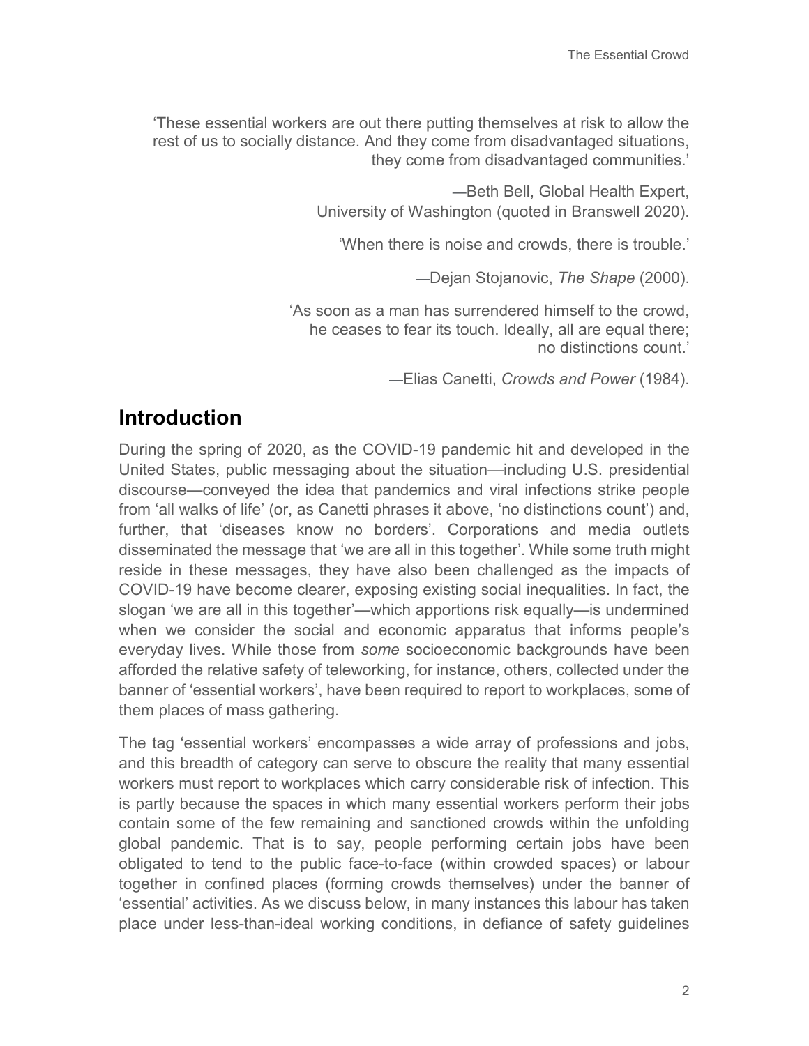'These essential workers are out there putting themselves at risk to allow the rest of us to socially distance. And they come from disadvantaged situations, they come from disadvantaged communities.'

—Beth Bell, Global Health Expert, University of Washington (quoted in Branswell 2020).

'When there is noise and crowds, there is trouble.'

—Dejan Stojanovic, *The Shape* (2000).

'As soon as a man has surrendered himself to the crowd, he ceases to fear its touch. Ideally, all are equal there; no distinctions count.'

—Elias Canetti, *Crowds and Power* (1984).

## Introduction

During the spring of 2020, as the COVID-19 pandemic hit and developed in the United States, public messaging about the situation—including U.S. presidential discourse—conveyed the idea that pandemics and viral infections strike people from 'all walks of life' (or, as Canetti phrases it above, 'no distinctions count') and, further, that 'diseases know no borders'. Corporations and media outlets disseminated the message that 'we are all in this together'. While some truth might reside in these messages, they have also been challenged as the impacts of COVID-19 have become clearer, exposing existing social inequalities. In fact, the slogan 'we are all in this together'—which apportions risk equally—is undermined when we consider the social and economic apparatus that informs people's everyday lives. While those from *some* socioeconomic backgrounds have been afforded the relative safety of teleworking, for instance, others, collected under the banner of 'essential workers', have been required to report to workplaces, some of them places of mass gathering.

The tag 'essential workers' encompasses a wide array of professions and jobs, and this breadth of category can serve to obscure the reality that many essential workers must report to workplaces which carry considerable risk of infection. This is partly because the spaces in which many essential workers perform their jobs contain some of the few remaining and sanctioned crowds within the unfolding global pandemic. That is to say, people performing certain jobs have been obligated to tend to the public face-to-face (within crowded spaces) or labour together in confined places (forming crowds themselves) under the banner of 'essential' activities. As we discuss below, in many instances this labour has taken place under less-than-ideal working conditions, in defiance of safety guidelines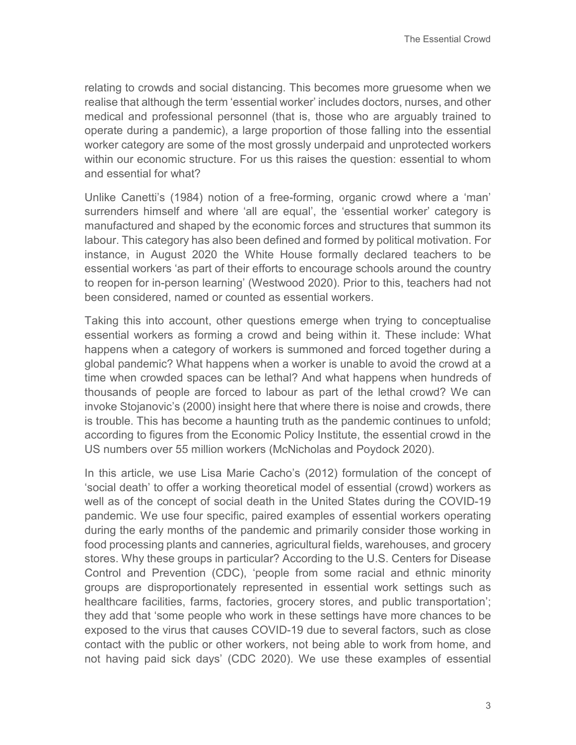relating to crowds and social distancing. This becomes more gruesome when we realise that although the term 'essential worker' includes doctors, nurses, and other medical and professional personnel (that is, those who are arguably trained to operate during a pandemic), a large proportion of those falling into the essential worker category are some of the most grossly underpaid and unprotected workers within our economic structure. For us this raises the question: essential to whom and essential for what?

Unlike Canetti's (1984) notion of a free-forming, organic crowd where a 'man' surrenders himself and where 'all are equal', the 'essential worker' category is manufactured and shaped by the economic forces and structures that summon its labour. This category has also been defined and formed by political motivation. For instance, in August 2020 the White House formally declared teachers to be essential workers 'as part of their efforts to encourage schools around the country to reopen for in-person learning' (Westwood 2020). Prior to this, teachers had not been considered, named or counted as essential workers.

Taking this into account, other questions emerge when trying to conceptualise essential workers as forming a crowd and being within it. These include: What happens when a category of workers is summoned and forced together during a global pandemic? What happens when a worker is unable to avoid the crowd at a time when crowded spaces can be lethal? And what happens when hundreds of thousands of people are forced to labour as part of the lethal crowd? We can invoke Stojanovic's (2000) insight here that where there is noise and crowds, there is trouble. This has become a haunting truth as the pandemic continues to unfold; according to figures from the Economic Policy Institute, the essential crowd in the US numbers over 55 million workers (McNicholas and Poydock 2020).

In this article, we use Lisa Marie Cacho's (2012) formulation of the concept of 'social death' to offer a working theoretical model of essential (crowd) workers as well as of the concept of social death in the United States during the COVID-19 pandemic. We use four specific, paired examples of essential workers operating during the early months of the pandemic and primarily consider those working in food processing plants and canneries, agricultural fields, warehouses, and grocery stores. Why these groups in particular? According to the U.S. Centers for Disease Control and Prevention (CDC), 'people from some racial and ethnic minority groups are disproportionately represented in essential work settings such as healthcare facilities, farms, factories, grocery stores, and public transportation'; they add that 'some people who work in these settings have more chances to be exposed to the virus that causes COVID-19 due to several factors, such as close contact with the public or other workers, not being able to work from home, and not having paid sick days' (CDC 2020). We use these examples of essential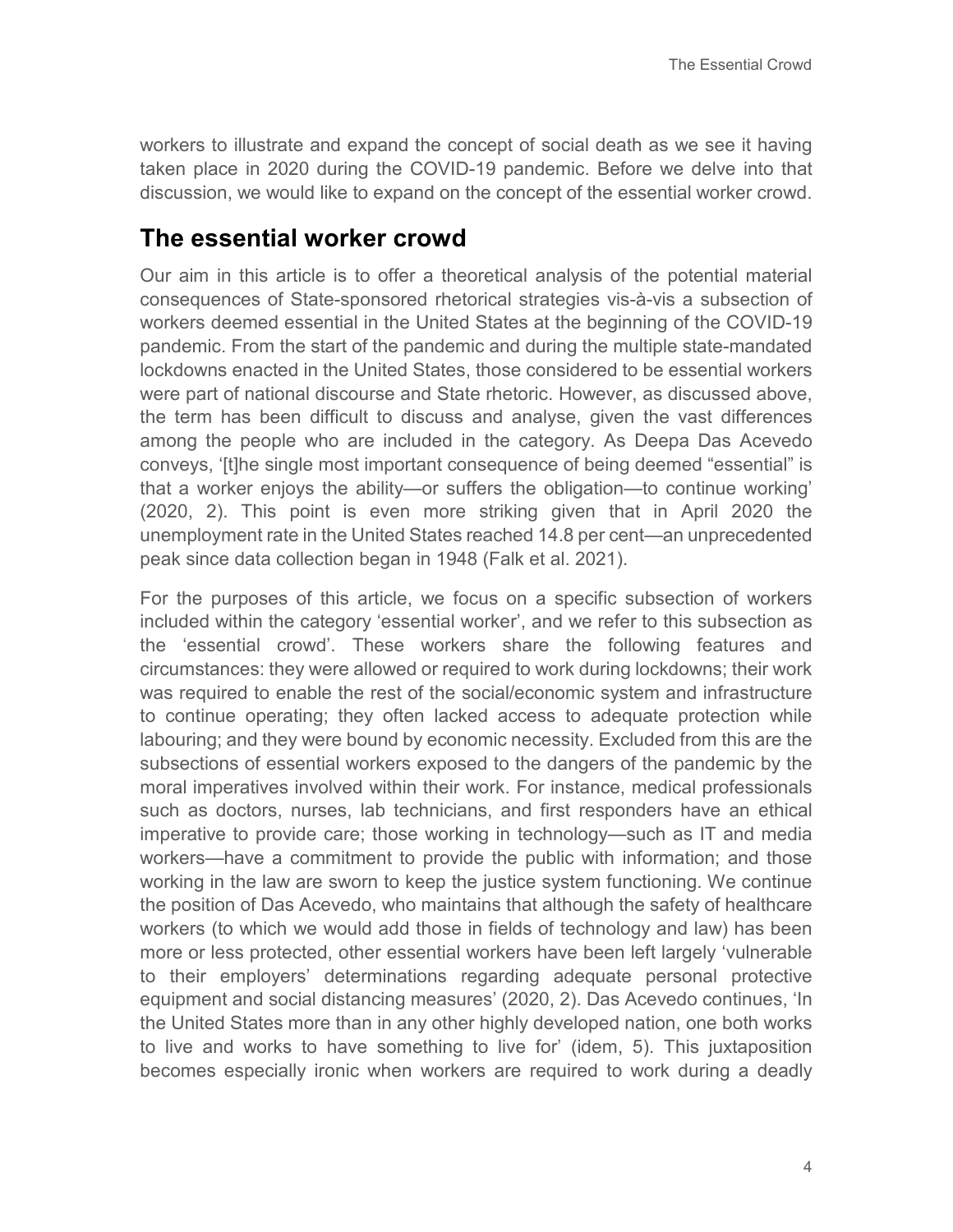workers to illustrate and expand the concept of social death as we see it having taken place in 2020 during the COVID-19 pandemic. Before we delve into that discussion, we would like to expand on the concept of the essential worker crowd.

## The essential worker crowd

Our aim in this article is to offer a theoretical analysis of the potential material consequences of State-sponsored rhetorical strategies vis-à-vis a subsection of workers deemed essential in the United States at the beginning of the COVID-19 pandemic. From the start of the pandemic and during the multiple state-mandated lockdowns enacted in the United States, those considered to be essential workers were part of national discourse and State rhetoric. However, as discussed above, the term has been difficult to discuss and analyse, given the vast differences among the people who are included in the category. As Deepa Das Acevedo conveys, '[t]he single most important consequence of being deemed "essential" is that a worker enjoys the ability—or suffers the obligation—to continue working' (2020, 2). This point is even more striking given that in April 2020 the unemployment rate in the United States reached 14.8 per cent—an unprecedented peak since data collection began in 1948 (Falk et al. 2021).

For the purposes of this article, we focus on a specific subsection of workers included within the category 'essential worker', and we refer to this subsection as the 'essential crowd'. These workers share the following features and circumstances: they were allowed or required to work during lockdowns; their work was required to enable the rest of the social/economic system and infrastructure to continue operating; they often lacked access to adequate protection while labouring; and they were bound by economic necessity. Excluded from this are the subsections of essential workers exposed to the dangers of the pandemic by the moral imperatives involved within their work. For instance, medical professionals such as doctors, nurses, lab technicians, and first responders have an ethical imperative to provide care; those working in technology—such as IT and media workers—have a commitment to provide the public with information; and those working in the law are sworn to keep the justice system functioning. We continue the position of Das Acevedo, who maintains that although the safety of healthcare workers (to which we would add those in fields of technology and law) has been more or less protected, other essential workers have been left largely 'vulnerable to their employers' determinations regarding adequate personal protective equipment and social distancing measures' (2020, 2). Das Acevedo continues, 'In the United States more than in any other highly developed nation, one both works to live and works to have something to live for' (idem, 5). This juxtaposition becomes especially ironic when workers are required to work during a deadly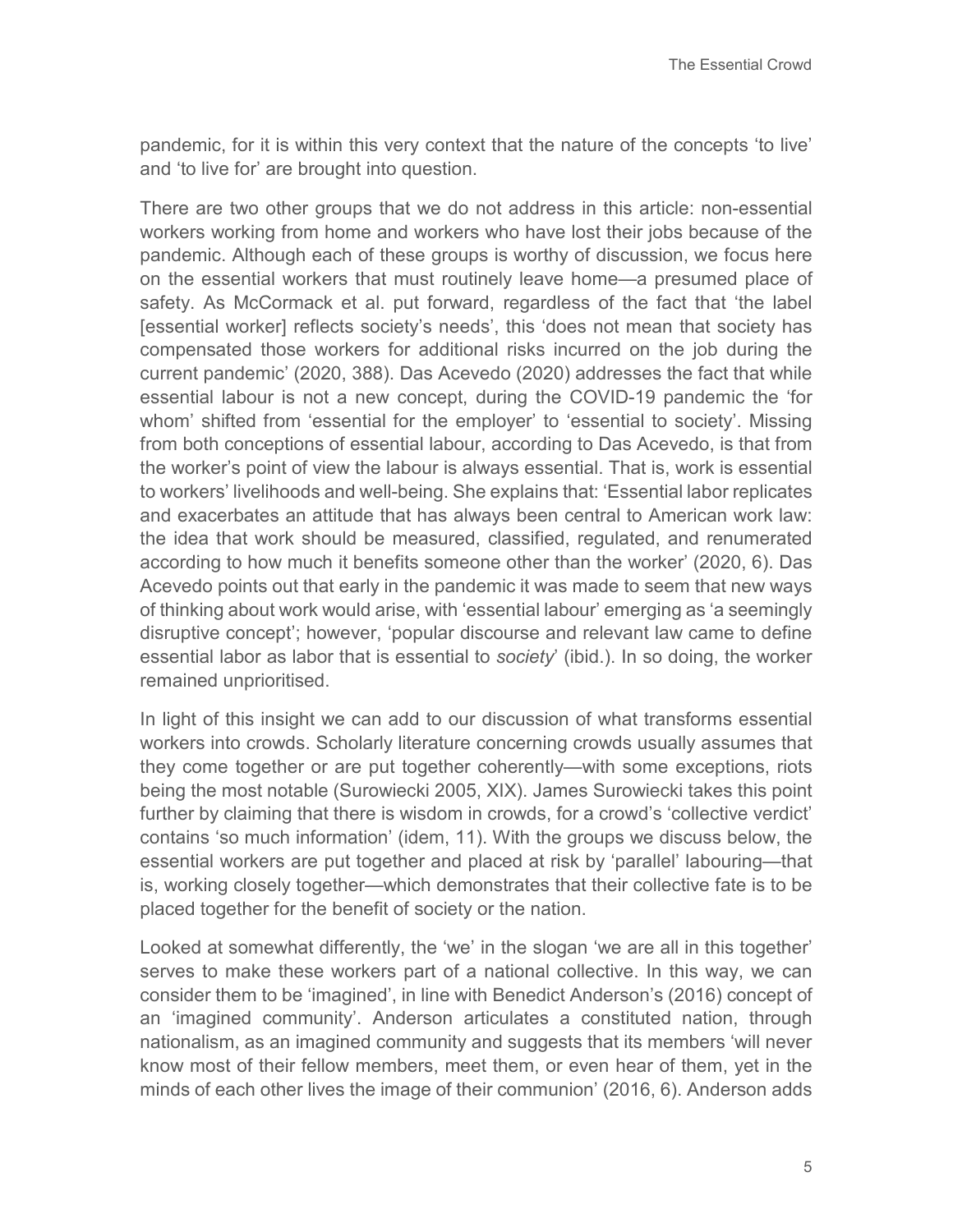pandemic, for it is within this very context that the nature of the concepts 'to live' and 'to live for' are brought into question.

There are two other groups that we do not address in this article: non-essential workers working from home and workers who have lost their jobs because of the pandemic. Although each of these groups is worthy of discussion, we focus here on the essential workers that must routinely leave home—a presumed place of safety. As McCormack et al. put forward, regardless of the fact that 'the label [essential worker] reflects society's needs', this 'does not mean that society has compensated those workers for additional risks incurred on the job during the current pandemic' (2020, 388). Das Acevedo (2020) addresses the fact that while essential labour is not a new concept, during the COVID-19 pandemic the 'for whom' shifted from 'essential for the employer' to 'essential to society'. Missing from both conceptions of essential labour, according to Das Acevedo, is that from the worker's point of view the labour is always essential. That is, work is essential to workers' livelihoods and well-being. She explains that: 'Essential labor replicates and exacerbates an attitude that has always been central to American work law: the idea that work should be measured, classified, regulated, and renumerated according to how much it benefits someone other than the worker' (2020, 6). Das Acevedo points out that early in the pandemic it was made to seem that new ways of thinking about work would arise, with 'essential labour' emerging as 'a seemingly disruptive concept'; however, 'popular discourse and relevant law came to define essential labor as labor that is essential to *society*' (ibid.). In so doing, the worker remained unprioritised.

In light of this insight we can add to our discussion of what transforms essential workers into crowds. Scholarly literature concerning crowds usually assumes that they come together or are put together coherently—with some exceptions, riots being the most notable (Surowiecki 2005, XIX). James Surowiecki takes this point further by claiming that there is wisdom in crowds, for a crowd's 'collective verdict' contains 'so much information' (idem, 11). With the groups we discuss below, the essential workers are put together and placed at risk by 'parallel' labouring—that is, working closely together—which demonstrates that their collective fate is to be placed together for the benefit of society or the nation.

Looked at somewhat differently, the 'we' in the slogan 'we are all in this together' serves to make these workers part of a national collective. In this way, we can consider them to be 'imagined', in line with Benedict Anderson's (2016) concept of an 'imagined community'. Anderson articulates a constituted nation, through nationalism, as an imagined community and suggests that its members 'will never know most of their fellow members, meet them, or even hear of them, yet in the minds of each other lives the image of their communion' (2016, 6). Anderson adds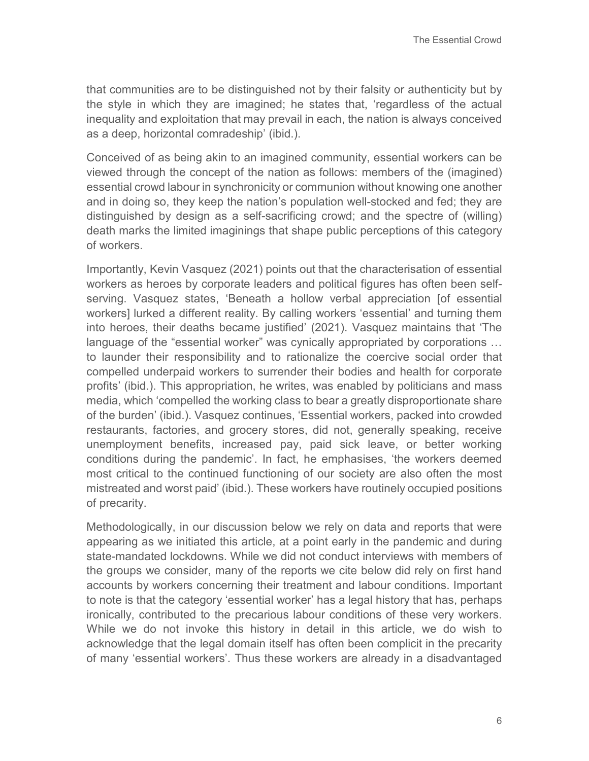that communities are to be distinguished not by their falsity or authenticity but by the style in which they are imagined; he states that, 'regardless of the actual inequality and exploitation that may prevail in each, the nation is always conceived as a deep, horizontal comradeship' (ibid.).

Conceived of as being akin to an imagined community, essential workers can be viewed through the concept of the nation as follows: members of the (imagined) essential crowd labour in synchronicity or communion without knowing one another and in doing so, they keep the nation's population well-stocked and fed; they are distinguished by design as a self-sacrificing crowd; and the spectre of (willing) death marks the limited imaginings that shape public perceptions of this category of workers.

Importantly, Kevin Vasquez (2021) points out that the characterisation of essential workers as heroes by corporate leaders and political figures has often been self-serving. Vasquez states, 'Beneath a hollow verbal appreciation [of essential workers] lurked a different reality. By calling workers 'essential' and turning them into heroes, their deaths became justified' (2021). Vasquez maintains that 'The language of the "essential worker" was cynically appropriated by corporations … to launder their responsibility and to rationalize the coercive social order that compelled underpaid workers to surrender their bodies and health for corporate profits' (ibid.). This appropriation, he writes, was enabled by politicians and mass media, which 'compelled the working class to bear a greatly disproportionate share of the burden' (ibid.). Vasquez continues, 'Essential workers, packed into crowded restaurants, factories, and grocery stores, did not, generally speaking, receive unemployment benefits, increased pay, paid sick leave, or better working conditions during the pandemic'. In fact, he emphasises, 'the workers deemed most critical to the continued functioning of our society are also often the most mistreated and worst paid' (ibid.). These workers have routinely occupied positions of precarity.

Methodologically, in our discussion below we rely on data and reports that were appearing as we initiated this article, at a point early in the pandemic and during state-mandated lockdowns. While we did not conduct interviews with members of the groups we consider, many of the reports we cite below did rely on first hand accounts by workers concerning their treatment and labour conditions. Important to note is that the category 'essential worker' has a legal history that has, perhaps ironically, contributed to the precarious labour conditions of these very workers. While we do not invoke this history in detail in this article, we do wish to acknowledge that the legal domain itself has often been complicit in the precarity of many 'essential workers'. Thus these workers are already in a disadvantaged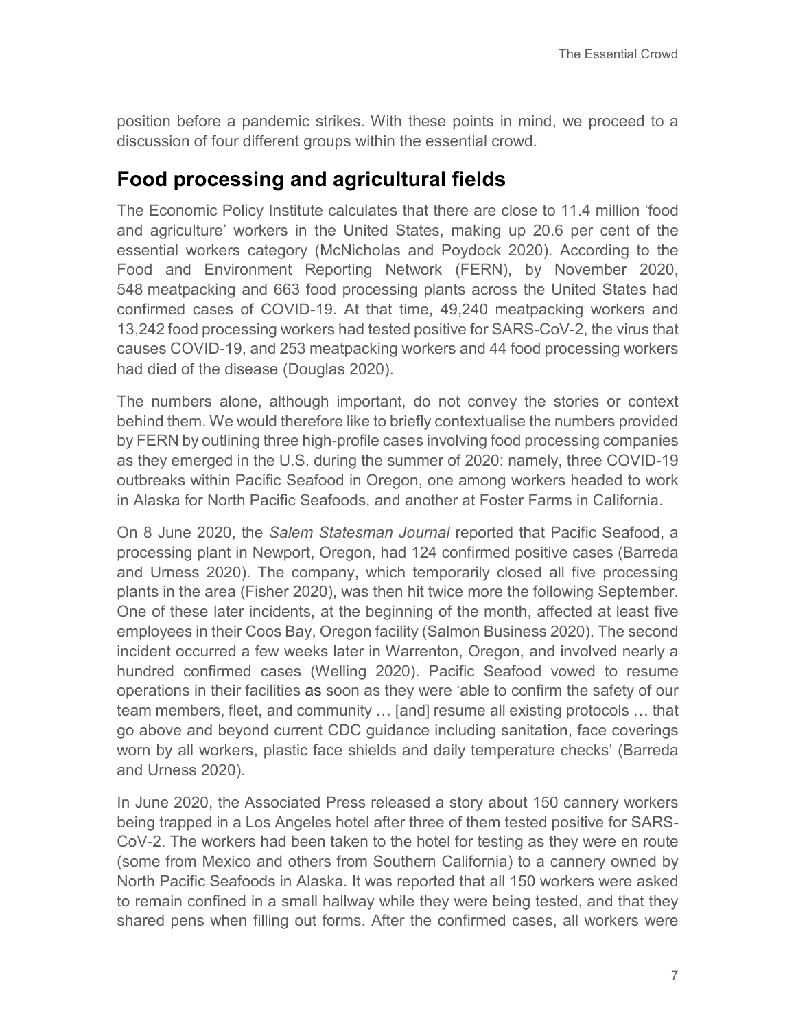position before a pandemic strikes. With these points in mind, we proceed to a discussion of four different groups within the essential crowd.

## Food processing and agricultural fields

The Economic Policy Institute calculates that there are close to 11.4 million 'food and agriculture' workers in the United States, making up 20.6 per cent of the essential workers category (McNicholas and Poydock 2020). According to the Food and Environment Reporting Network (FERN), by November 2020, 548 meatpacking and 663 food processing plants across the United States had confirmed cases of COVID-19. At that time, 49,240 meatpacking workers and 13,242 food processing workers had tested positive for SARS-CoV-2, the virus that causes COVID-19, and 253 meatpacking workers and 44 food processing workers had died of the disease (Douglas 2020).

The numbers alone, although important, do not convey the stories or context behind them. We would therefore like to briefly contextualise the numbers provided by FERN by outlining three high-profile cases involving food processing companies as they emerged in the U.S. during the summer of 2020: namely, three COVID-19 outbreaks within Pacific Seafood in Oregon, one among workers headed to work in Alaska for North Pacific Seafoods, and another at Foster Farms in California.

On 8 June 2020, the *Salem Statesman Journal* reported that Pacific Seafood, a processing plant in Newport, Oregon, had 124 confirmed positive cases (Barreda and Urness 2020). The company, which temporarily closed all five processing plants in the area (Fisher 2020), was then hit twice more the following September. One of these later incidents, at the beginning of the month, affected at least five employees in their Coos Bay, Oregon facility (Salmon Business 2020). The second incident occurred a few weeks later in Warrenton, Oregon, and involved nearly a hundred confirmed cases (Welling 2020). Pacific Seafood vowed to resume operations in their facilities as soon as they were 'able to confirm the safety of our team members, fleet, and community … [and] resume all existing protocols … that go above and beyond current CDC guidance including sanitation, face coverings worn by all workers, plastic face shields and daily temperature checks' (Barreda and Urness 2020).

In June 2020, the Associated Press released a story about 150 cannery workers being trapped in a Los Angeles hotel after three of them tested positive for SARS-CoV-2. The workers had been taken to the hotel for testing as they were en route (some from Mexico and others from Southern California) to a cannery owned by North Pacific Seafoods in Alaska. It was reported that all 150 workers were asked to remain confined in a small hallway while they were being tested, and that they shared pens when filling out forms. After the confirmed cases, all workers were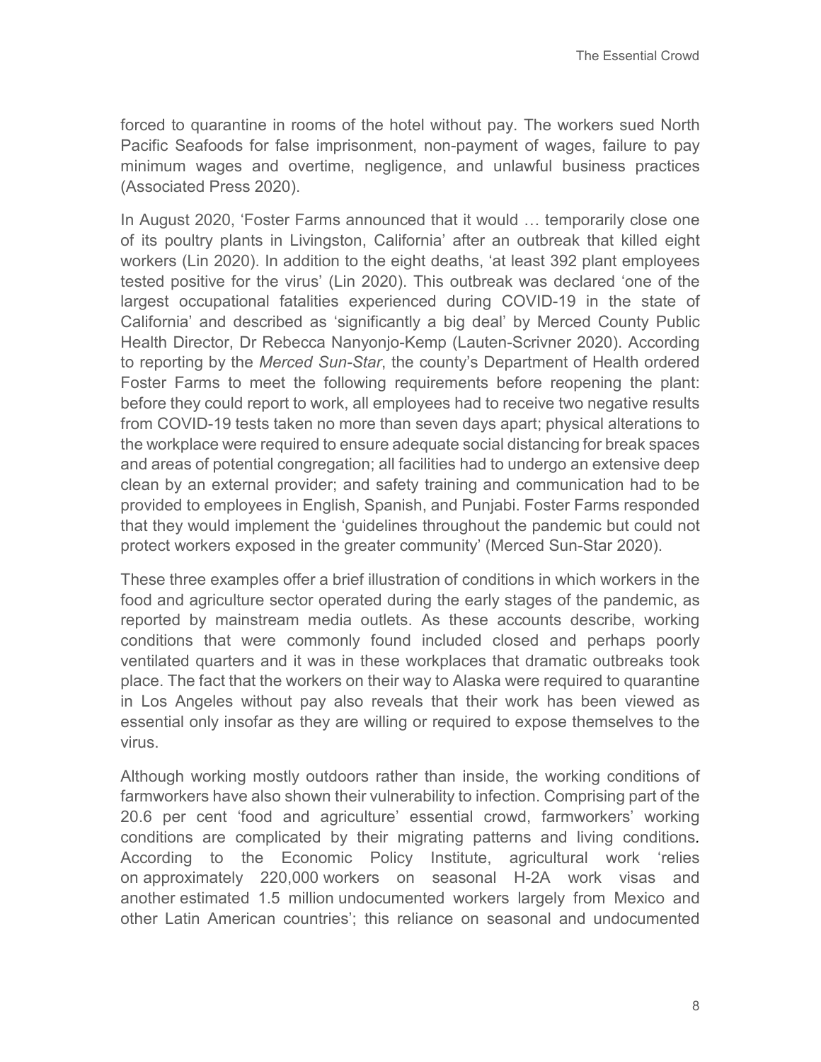forced to quarantine in rooms of the hotel without pay. The workers sued North Pacific Seafoods for false imprisonment, non-payment of wages, failure to pay minimum wages and overtime, negligence, and unlawful business practices (Associated Press 2020).

In August 2020, 'Foster Farms announced that it would … temporarily close one of its poultry plants in Livingston, California' after an outbreak that killed eight workers (Lin 2020). In addition to the eight deaths, 'at least 392 plant employees tested positive for the virus' (Lin 2020). This outbreak was declared 'one of the largest occupational fatalities experienced during COVID-19 in the state of California' and described as 'significantly a big deal' by Merced County Public Health Director, Dr Rebecca Nanyonjo-Kemp (Lauten-Scrivner 2020). According to reporting by the *Merced Sun-Star*, the county's Department of Health ordered Foster Farms to meet the following requirements before reopening the plant: before they could report to work, all employees had to receive two negative results from COVID-19 tests taken no more than seven days apart; physical alterations to the workplace were required to ensure adequate social distancing for break spaces and areas of potential congregation; all facilities had to undergo an extensive deep clean by an external provider; and safety training and communication had to be provided to employees in English, Spanish, and Punjabi. Foster Farms responded that they would implement the 'guidelines throughout the pandemic but could not protect workers exposed in the greater community' (Merced Sun-Star 2020).

These three examples offer a brief illustration of conditions in which workers in the food and agriculture sector operated during the early stages of the pandemic, as reported by mainstream media outlets. As these accounts describe, working conditions that were commonly found included closed and perhaps poorly ventilated quarters and it was in these workplaces that dramatic outbreaks took place. The fact that the workers on their way to Alaska were required to quarantine in Los Angeles without pay also reveals that their work has been viewed as essential only insofar as they are willing or required to expose themselves to the virus.

Although working mostly outdoors rather than inside, the working conditions of farmworkers have also shown their vulnerability to infection. Comprising part of the 20.6 per cent 'food and agriculture' essential crowd, farmworkers' working conditions are complicated by their migrating patterns and living conditions. According to the Economic Policy Institute, agricultural work 'relies on approximately 220,000 workers on seasonal H-2A work visas and another estimated 1.5 million undocumented workers largely from Mexico and other Latin American countries'; this reliance on seasonal and undocumented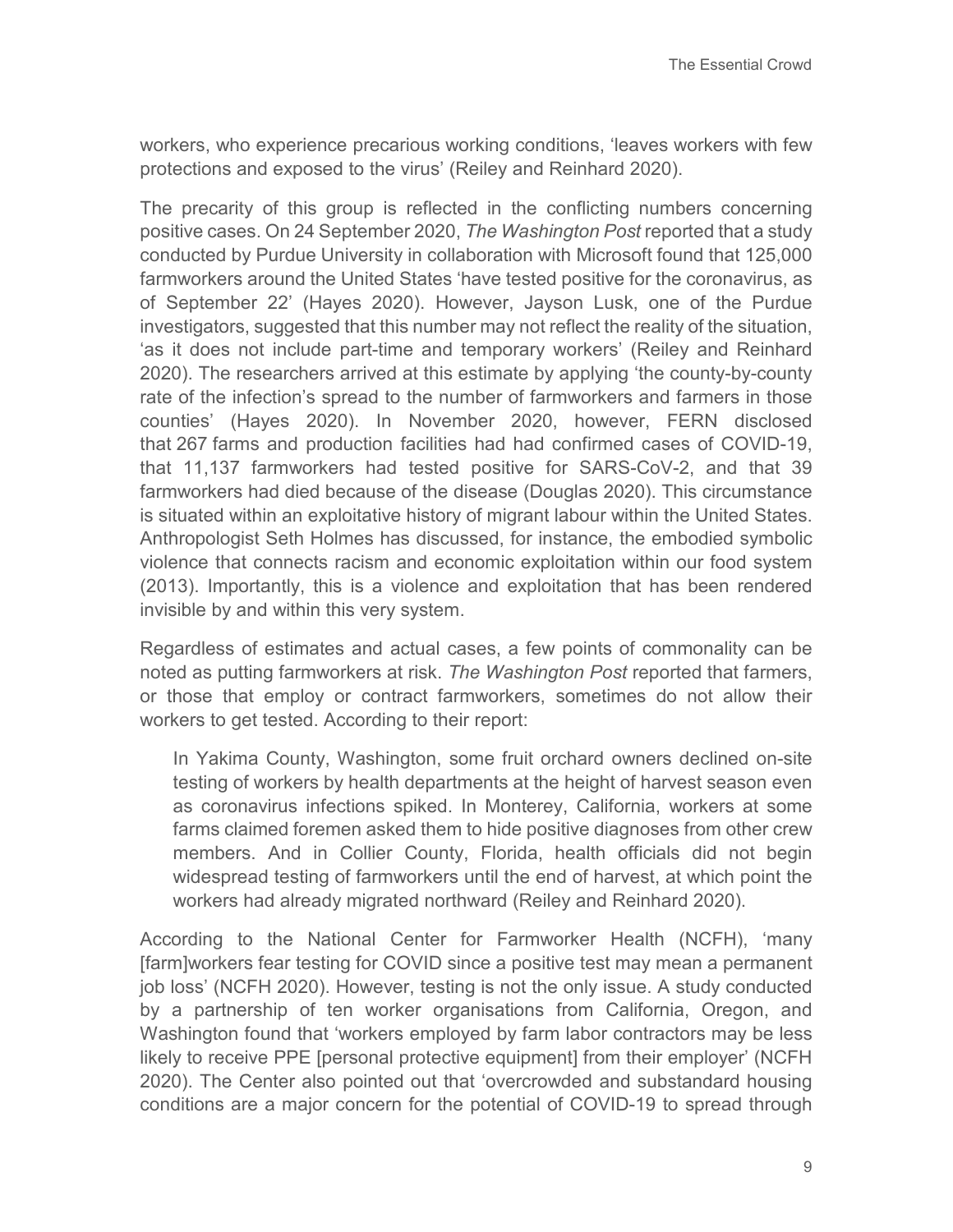workers, who experience precarious working conditions, 'leaves workers with few protections and exposed to the virus' (Reiley and Reinhard 2020).

The precarity of this group is reflected in the conflicting numbers concerning positive cases. On 24 September 2020, *The Washington Post* reported that a study conducted by Purdue University in collaboration with Microsoft found that 125,000 farmworkers around the United States 'have tested positive for the coronavirus, as of September 22' (Hayes 2020). However, Jayson Lusk, one of the Purdue investigators, suggested that this number may not reflect the reality of the situation, 'as it does not include part-time and temporary workers' (Reiley and Reinhard 2020). The researchers arrived at this estimate by applying 'the county-by-county rate of the infection's spread to the number of farmworkers and farmers in those counties' (Hayes 2020). In November 2020, however, FERN disclosed that 267 farms and production facilities had had confirmed cases of COVID-19, that 11,137 farmworkers had tested positive for SARS-CoV-2, and that 39 farmworkers had died because of the disease (Douglas 2020). This circumstance is situated within an exploitative history of migrant labour within the United States. Anthropologist Seth Holmes has discussed, for instance, the embodied symbolic violence that connects racism and economic exploitation within our food system (2013). Importantly, this is a violence and exploitation that has been rendered invisible by and within this very system.

Regardless of estimates and actual cases, a few points of commonality can be noted as putting farmworkers at risk. *The Washington Post* reported that farmers, or those that employ or contract farmworkers, sometimes do not allow their workers to get tested. According to their report:

> In Yakima County, Washington, some fruit orchard owners declined on-site testing of workers by health departments at the height of harvest season even as coronavirus infections spiked. In Monterey, California, workers at some farms claimed foremen asked them to hide positive diagnoses from other crew members. And in Collier County, Florida, health officials did not begin widespread testing of farmworkers until the end of harvest, at which point the workers had already migrated northward (Reiley and Reinhard 2020).

According to the National Center for Farmworker Health (NCFH), 'many [farm]workers fear testing for COVID since a positive test may mean a permanent job loss' (NCFH 2020). However, testing is not the only issue. A study conducted by a partnership of ten worker organisations from California, Oregon, and Washington found that 'workers employed by farm labor contractors may be less likely to receive PPE [personal protective equipment] from their employer' (NCFH 2020). The Center also pointed out that 'overcrowded and substandard housing conditions are a major concern for the potential of COVID-19 to spread through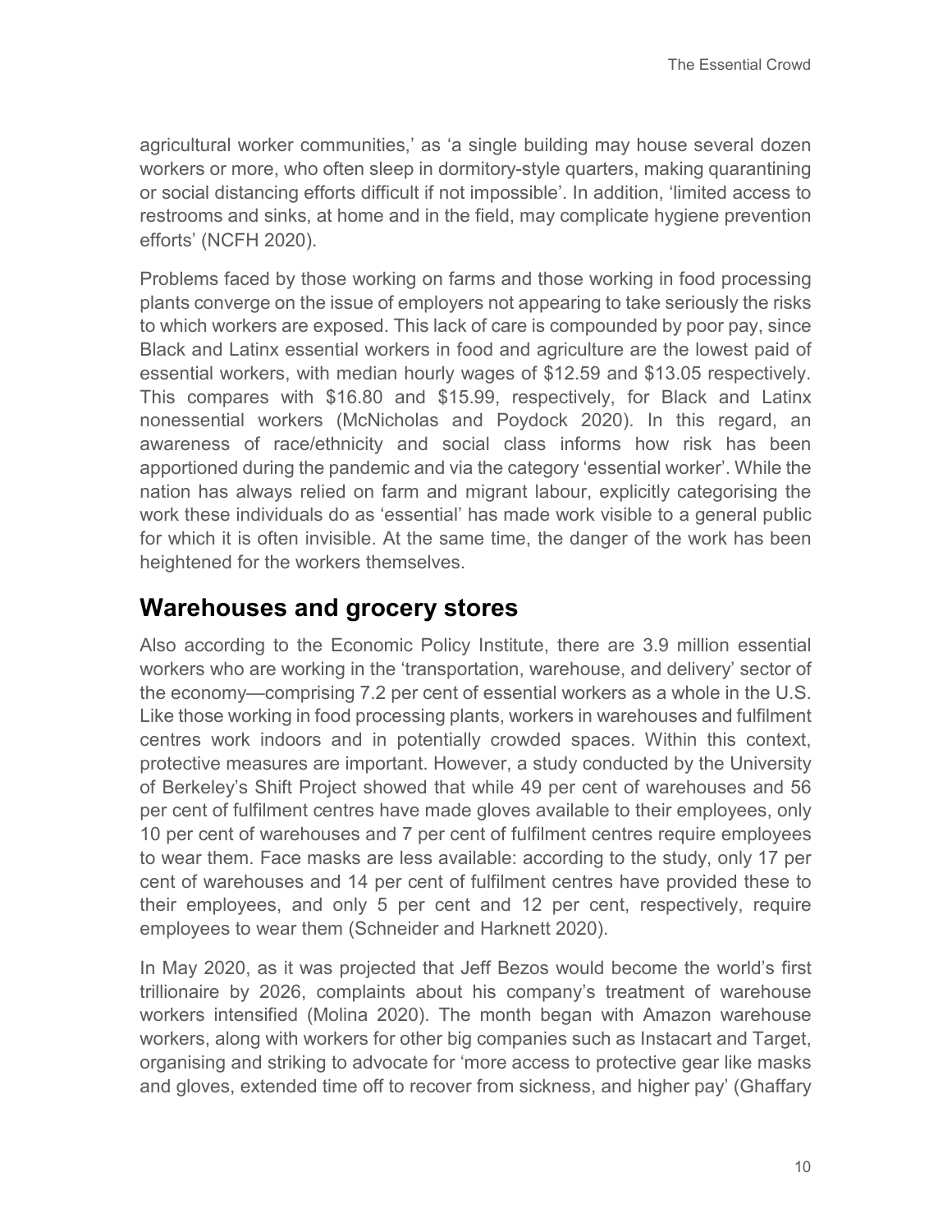agricultural worker communities,' as 'a single building may house several dozen workers or more, who often sleep in dormitory-style quarters, making quarantining or social distancing efforts difficult if not impossible'. In addition, 'limited access to restrooms and sinks, at home and in the field, may complicate hygiene prevention efforts' (NCFH 2020).

Problems faced by those working on farms and those working in food processing plants converge on the issue of employers not appearing to take seriously the risks to which workers are exposed. This lack of care is compounded by poor pay, since Black and Latinx essential workers in food and agriculture are the lowest paid of essential workers, with median hourly wages of $12.59 and $13.05 respectively. This compares with $16.80 and $15.99, respectively, for Black and Latinx nonessential workers (McNicholas and Poydock 2020). In this regard, an awareness of race/ethnicity and social class informs how risk has been apportioned during the pandemic and via the category 'essential worker'. While the nation has always relied on farm and migrant labour, explicitly categorising the work these individuals do as 'essential' has made work visible to a general public for which it is often invisible. At the same time, the danger of the work has been heightened for the workers themselves.

## Warehouses and grocery stores

Also according to the Economic Policy Institute, there are 3.9 million essential workers who are working in the 'transportation, warehouse, and delivery' sector of the economy—comprising 7.2 per cent of essential workers as a whole in the U.S. Like those working in food processing plants, workers in warehouses and fulfilment centres work indoors and in potentially crowded spaces. Within this context, protective measures are important. However, a study conducted by the University of Berkeley's Shift Project showed that while 49 per cent of warehouses and 56 per cent of fulfilment centres have made gloves available to their employees, only 10 per cent of warehouses and 7 per cent of fulfilment centres require employees to wear them. Face masks are less available: according to the study, only 17 per cent of warehouses and 14 per cent of fulfilment centres have provided these to their employees, and only 5 per cent and 12 per cent, respectively, require employees to wear them (Schneider and Harknett 2020).

In May 2020, as it was projected that Jeff Bezos would become the world's first trillionaire by 2026, complaints about his company's treatment of warehouse workers intensified (Molina 2020). The month began with Amazon warehouse workers, along with workers for other big companies such as Instacart and Target, organising and striking to advocate for 'more access to protective gear like masks and gloves, extended time off to recover from sickness, and higher pay' (Ghaffary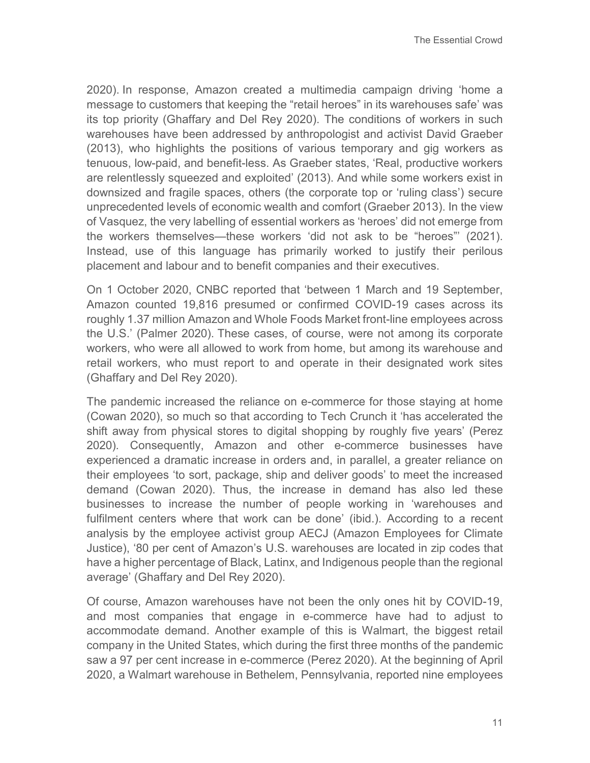2020). In response, Amazon created a multimedia campaign driving 'home a message to customers that keeping the "retail heroes" in its warehouses safe' was its top priority (Ghaffary and Del Rey 2020). The conditions of workers in such warehouses have been addressed by anthropologist and activist David Graeber (2013), who highlights the positions of various temporary and gig workers as tenuous, low-paid, and benefit-less. As Graeber states, 'Real, productive workers are relentlessly squeezed and exploited' (2013). And while some workers exist in downsized and fragile spaces, others (the corporate top or 'ruling class') secure unprecedented levels of economic wealth and comfort (Graeber 2013). In the view of Vasquez, the very labelling of essential workers as 'heroes' did not emerge from the workers themselves—these workers 'did not ask to be "heroes"' (2021). Instead, use of this language has primarily worked to justify their perilous placement and labour and to benefit companies and their executives.

On 1 October 2020, CNBC reported that 'between 1 March and 19 September, Amazon counted 19,816 presumed or confirmed COVID-19 cases across its roughly 1.37 million Amazon and Whole Foods Market front-line employees across the U.S.' (Palmer 2020). These cases, of course, were not among its corporate workers, who were all allowed to work from home, but among its warehouse and retail workers, who must report to and operate in their designated work sites (Ghaffary and Del Rey 2020).

The pandemic increased the reliance on e-commerce for those staying at home (Cowan 2020), so much so that according to Tech Crunch it 'has accelerated the shift away from physical stores to digital shopping by roughly five years' (Perez 2020). Consequently, Amazon and other e-commerce businesses have experienced a dramatic increase in orders and, in parallel, a greater reliance on their employees 'to sort, package, ship and deliver goods' to meet the increased demand (Cowan 2020). Thus, the increase in demand has also led these businesses to increase the number of people working in 'warehouses and fulfilment centers where that work can be done' (ibid.). According to a recent analysis by the employee activist group AECJ (Amazon Employees for Climate Justice), '80 per cent of Amazon's U.S. warehouses are located in zip codes that have a higher percentage of Black, Latinx, and Indigenous people than the regional average' (Ghaffary and Del Rey 2020).

Of course, Amazon warehouses have not been the only ones hit by COVID-19, and most companies that engage in e-commerce have had to adjust to accommodate demand. Another example of this is Walmart, the biggest retail company in the United States, which during the first three months of the pandemic saw a 97 per cent increase in e-commerce (Perez 2020). At the beginning of April 2020, a Walmart warehouse in Bethelem, Pennsylvania, reported nine employees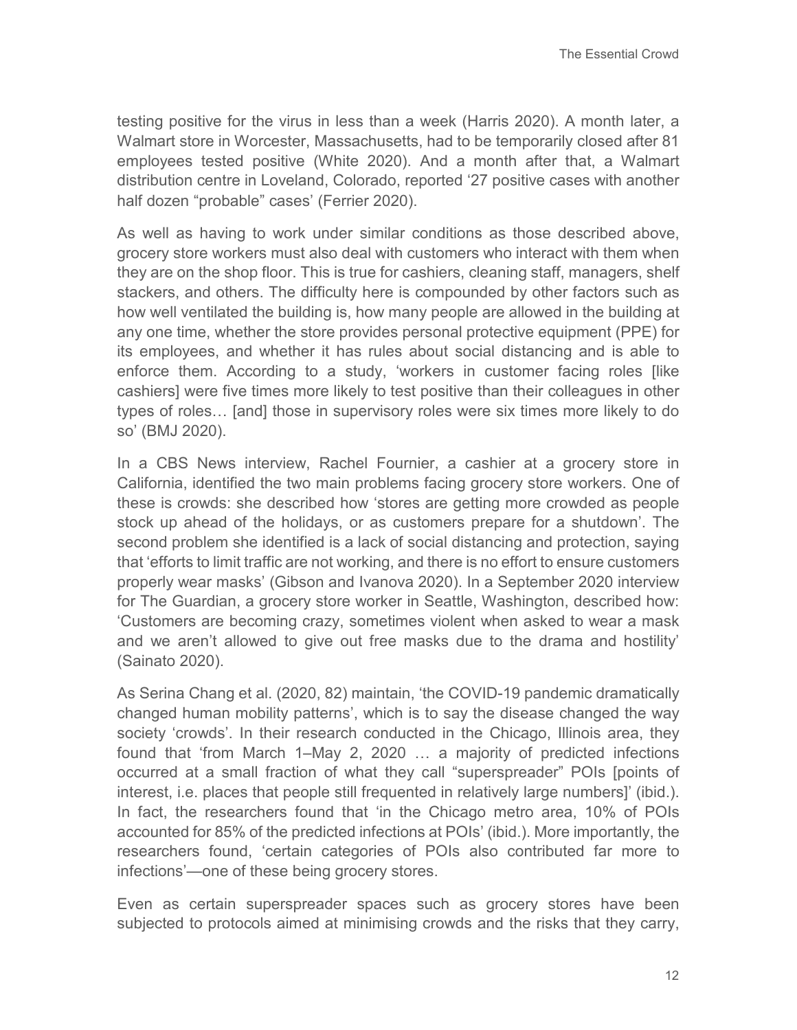testing positive for the virus in less than a week (Harris 2020). A month later, a Walmart store in Worcester, Massachusetts, had to be temporarily closed after 81 employees tested positive (White 2020). And a month after that, a Walmart distribution centre in Loveland, Colorado, reported '27 positive cases with another half dozen "probable" cases' (Ferrier 2020).

As well as having to work under similar conditions as those described above, grocery store workers must also deal with customers who interact with them when they are on the shop floor. This is true for cashiers, cleaning staff, managers, shelf stackers, and others. The difficulty here is compounded by other factors such as how well ventilated the building is, how many people are allowed in the building at any one time, whether the store provides personal protective equipment (PPE) for its employees, and whether it has rules about social distancing and is able to enforce them. According to a study, 'workers in customer facing roles [like cashiers] were five times more likely to test positive than their colleagues in other types of roles… [and] those in supervisory roles were six times more likely to do so' (BMJ 2020).

In a CBS News interview, Rachel Fournier, a cashier at a grocery store in California, identified the two main problems facing grocery store workers. One of these is crowds: she described how 'stores are getting more crowded as people stock up ahead of the holidays, or as customers prepare for a shutdown'. The second problem she identified is a lack of social distancing and protection, saying that 'efforts to limit traffic are not working, and there is no effort to ensure customers properly wear masks' (Gibson and Ivanova 2020). In a September 2020 interview for The Guardian, a grocery store worker in Seattle, Washington, described how: 'Customers are becoming crazy, sometimes violent when asked to wear a mask and we aren't allowed to give out free masks due to the drama and hostility' (Sainato 2020).

As Serina Chang et al. (2020, 82) maintain, 'the COVID-19 pandemic dramatically changed human mobility patterns', which is to say the disease changed the way society 'crowds'. In their research conducted in the Chicago, Illinois area, they found that 'from March 1–May 2, 2020 … a majority of predicted infections occurred at a small fraction of what they call "superspreader" POIs [points of interest, i.e. places that people still frequented in relatively large numbers]' (ibid.). In fact, the researchers found that 'in the Chicago metro area, 10% of POIs accounted for 85% of the predicted infections at POIs' (ibid.). More importantly, the researchers found, 'certain categories of POIs also contributed far more to infections'—one of these being grocery stores.

Even as certain superspreader spaces such as grocery stores have been subjected to protocols aimed at minimising crowds and the risks that they carry,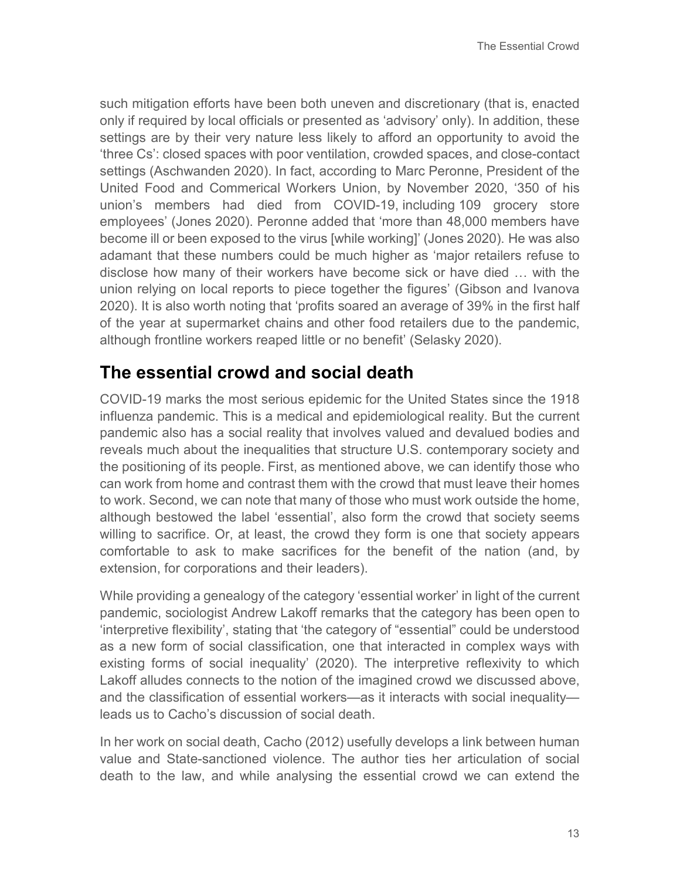such mitigation efforts have been both uneven and discretionary (that is, enacted only if required by local officials or presented as 'advisory' only). In addition, these settings are by their very nature less likely to afford an opportunity to avoid the 'three Cs': closed spaces with poor ventilation, crowded spaces, and close-contact settings (Aschwanden 2020). In fact, according to Marc Peronne, President of the United Food and Commerical Workers Union, by November 2020, '350 of his union's members had died from COVID-19, including 109 grocery store employees' (Jones 2020). Peronne added that 'more than 48,000 members have become ill or been exposed to the virus [while working]' (Jones 2020). He was also adamant that these numbers could be much higher as 'major retailers refuse to disclose how many of their workers have become sick or have died … with the union relying on local reports to piece together the figures' (Gibson and Ivanova 2020). It is also worth noting that 'profits soared an average of 39% in the first half of the year at supermarket chains and other food retailers due to the pandemic, although frontline workers reaped little or no benefit' (Selasky 2020).

## The essential crowd and social death

COVID-19 marks the most serious epidemic for the United States since the 1918 influenza pandemic. This is a medical and epidemiological reality. But the current pandemic also has a social reality that involves valued and devalued bodies and reveals much about the inequalities that structure U.S. contemporary society and the positioning of its people. First, as mentioned above, we can identify those who can work from home and contrast them with the crowd that must leave their homes to work. Second, we can note that many of those who must work outside the home, although bestowed the label 'essential', also form the crowd that society seems willing to sacrifice. Or, at least, the crowd they form is one that society appears comfortable to ask to make sacrifices for the benefit of the nation (and, by extension, for corporations and their leaders).

While providing a genealogy of the category 'essential worker' in light of the current pandemic, sociologist Andrew Lakoff remarks that the category has been open to 'interpretive flexibility', stating that 'the category of "essential" could be understood as a new form of social classification, one that interacted in complex ways with existing forms of social inequality' (2020). The interpretive reflexivity to which Lakoff alludes connects to the notion of the imagined crowd we discussed above, and the classification of essential workers—as it interacts with social inequality—leads us to Cacho's discussion of social death.

In her work on social death, Cacho (2012) usefully develops a link between human value and State-sanctioned violence. The author ties her articulation of social death to the law, and while analysing the essential crowd we can extend the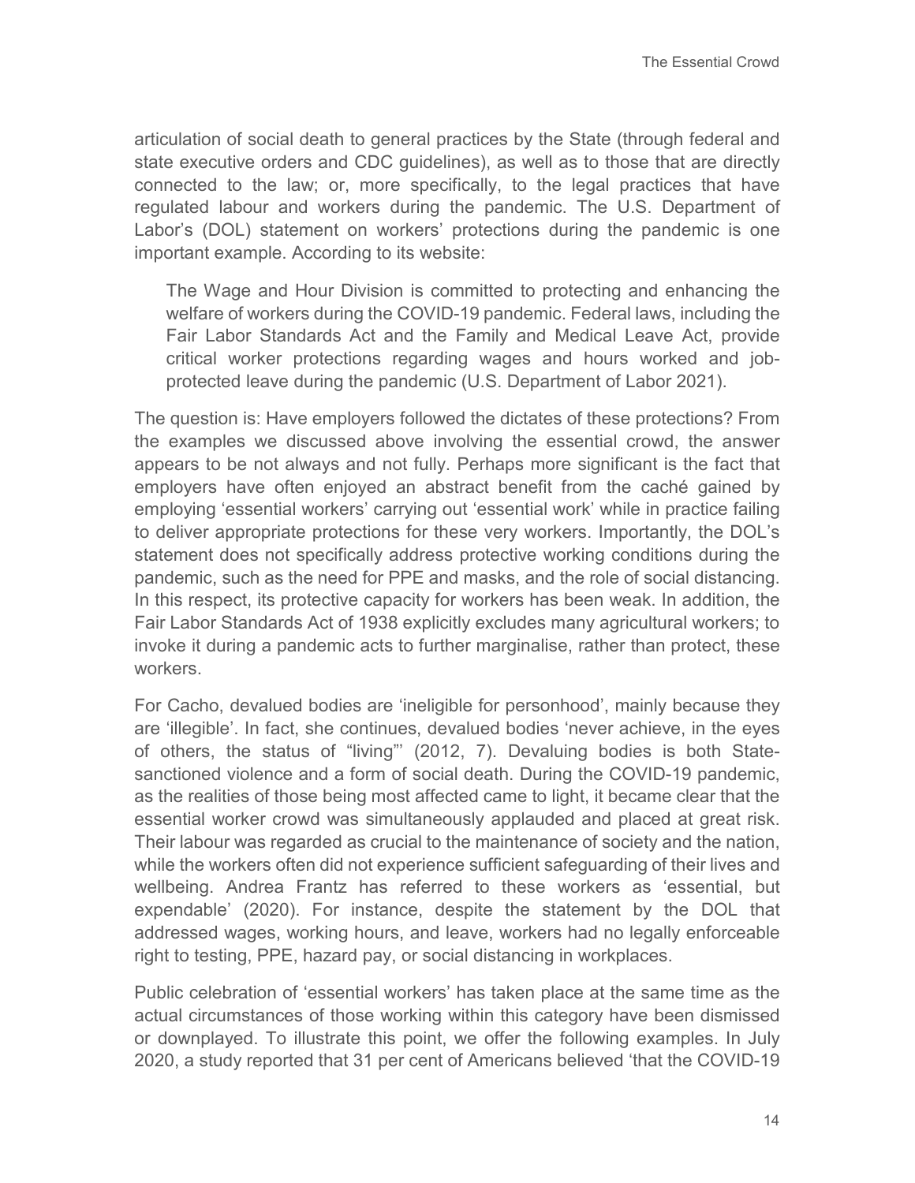articulation of social death to general practices by the State (through federal and state executive orders and CDC guidelines), as well as to those that are directly connected to the law; or, more specifically, to the legal practices that have regulated labour and workers during the pandemic. The U.S. Department of Labor's (DOL) statement on workers' protections during the pandemic is one important example. According to its website:

> The Wage and Hour Division is committed to protecting and enhancing the welfare of workers during the COVID-19 pandemic. Federal laws, including the Fair Labor Standards Act and the Family and Medical Leave Act, provide critical worker protections regarding wages and hours worked and job-protected leave during the pandemic (U.S. Department of Labor 2021).

The question is: Have employers followed the dictates of these protections? From the examples we discussed above involving the essential crowd, the answer appears to be not always and not fully. Perhaps more significant is the fact that employers have often enjoyed an abstract benefit from the caché gained by employing 'essential workers' carrying out 'essential work' while in practice failing to deliver appropriate protections for these very workers. Importantly, the DOL's statement does not specifically address protective working conditions during the pandemic, such as the need for PPE and masks, and the role of social distancing. In this respect, its protective capacity for workers has been weak. In addition, the Fair Labor Standards Act of 1938 explicitly excludes many agricultural workers; to invoke it during a pandemic acts to further marginalise, rather than protect, these workers.

For Cacho, devalued bodies are 'ineligible for personhood', mainly because they are 'illegible'. In fact, she continues, devalued bodies 'never achieve, in the eyes of others, the status of "living"' (2012, 7). Devaluing bodies is both State-sanctioned violence and a form of social death. During the COVID-19 pandemic, as the realities of those being most affected came to light, it became clear that the essential worker crowd was simultaneously applauded and placed at great risk. Their labour was regarded as crucial to the maintenance of society and the nation, while the workers often did not experience sufficient safeguarding of their lives and wellbeing. Andrea Frantz has referred to these workers as 'essential, but expendable' (2020). For instance, despite the statement by the DOL that addressed wages, working hours, and leave, workers had no legally enforceable right to testing, PPE, hazard pay, or social distancing in workplaces.

Public celebration of 'essential workers' has taken place at the same time as the actual circumstances of those working within this category have been dismissed or downplayed. To illustrate this point, we offer the following examples. In July 2020, a study reported that 31 per cent of Americans believed 'that the COVID-19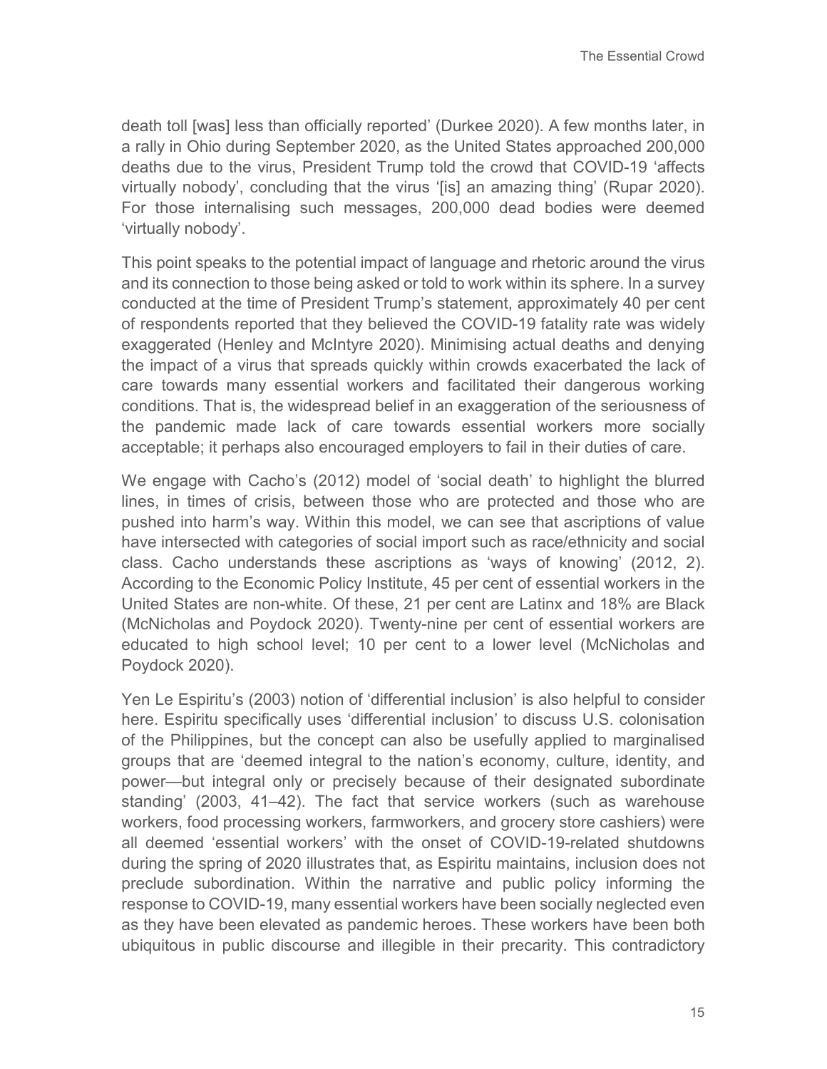death toll [was] less than officially reported' (Durkee 2020). A few months later, in a rally in Ohio during September 2020, as the United States approached 200,000 deaths due to the virus, President Trump told the crowd that COVID-19 'affects virtually nobody', concluding that the virus '[is] an amazing thing' (Rupar 2020). For those internalising such messages, 200,000 dead bodies were deemed 'virtually nobody'.

This point speaks to the potential impact of language and rhetoric around the virus and its connection to those being asked or told to work within its sphere. In a survey conducted at the time of President Trump's statement, approximately 40 per cent of respondents reported that they believed the COVID-19 fatality rate was widely exaggerated (Henley and McIntyre 2020). Minimising actual deaths and denying the impact of a virus that spreads quickly within crowds exacerbated the lack of care towards many essential workers and facilitated their dangerous working conditions. That is, the widespread belief in an exaggeration of the seriousness of the pandemic made lack of care towards essential workers more socially acceptable; it perhaps also encouraged employers to fail in their duties of care.

We engage with Cacho's (2012) model of 'social death' to highlight the blurred lines, in times of crisis, between those who are protected and those who are pushed into harm's way. Within this model, we can see that ascriptions of value have intersected with categories of social import such as race/ethnicity and social class. Cacho understands these ascriptions as 'ways of knowing' (2012, 2). According to the Economic Policy Institute, 45 per cent of essential workers in the United States are non-white. Of these, 21 per cent are Latinx and 18% are Black (McNicholas and Poydock 2020). Twenty-nine per cent of essential workers are educated to high school level; 10 per cent to a lower level (McNicholas and Poydock 2020).

Yen Le Espiritu's (2003) notion of 'differential inclusion' is also helpful to consider here. Espiritu specifically uses 'differential inclusion' to discuss U.S. colonisation of the Philippines, but the concept can also be usefully applied to marginalised groups that are 'deemed integral to the nation's economy, culture, identity, and power—but integral only or precisely because of their designated subordinate standing' (2003, 41–42). The fact that service workers (such as warehouse workers, food processing workers, farmworkers, and grocery store cashiers) were all deemed 'essential workers' with the onset of COVID-19-related shutdowns during the spring of 2020 illustrates that, as Espiritu maintains, inclusion does not preclude subordination. Within the narrative and public policy informing the response to COVID-19, many essential workers have been socially neglected even as they have been elevated as pandemic heroes. These workers have been both ubiquitous in public discourse and illegible in their precarity. This contradictory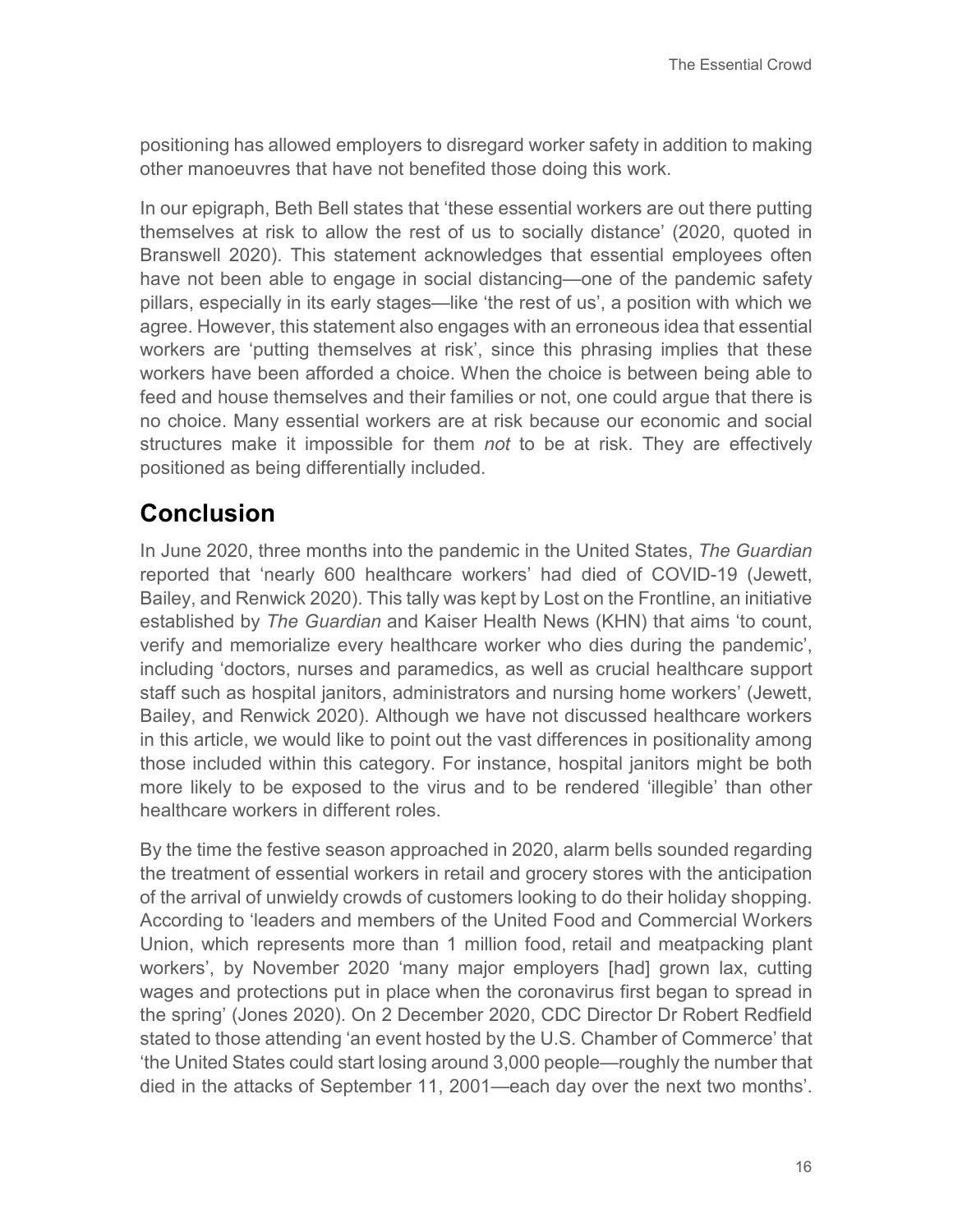positioning has allowed employers to disregard worker safety in addition to making other manoeuvres that have not benefited those doing this work.

In our epigraph, Beth Bell states that 'these essential workers are out there putting themselves at risk to allow the rest of us to socially distance' (2020, quoted in Branswell 2020). This statement acknowledges that essential employees often have not been able to engage in social distancing—one of the pandemic safety pillars, especially in its early stages—like 'the rest of us', a position with which we agree. However, this statement also engages with an erroneous idea that essential workers are 'putting themselves at risk', since this phrasing implies that these workers have been afforded a choice. When the choice is between being able to feed and house themselves and their families or not, one could argue that there is no choice. Many essential workers are at risk because our economic and social structures make it impossible for them *not* to be at risk. They are effectively positioned as being differentially included.

## Conclusion

In June 2020, three months into the pandemic in the United States, *The Guardian* reported that 'nearly 600 healthcare workers' had died of COVID-19 (Jewett, Bailey, and Renwick 2020). This tally was kept by Lost on the Frontline, an initiative established by *The Guardian* and Kaiser Health News (KHN) that aims 'to count, verify and memorialize every healthcare worker who dies during the pandemic', including 'doctors, nurses and paramedics, as well as crucial healthcare support staff such as hospital janitors, administrators and nursing home workers' (Jewett, Bailey, and Renwick 2020). Although we have not discussed healthcare workers in this article, we would like to point out the vast differences in positionality among those included within this category. For instance, hospital janitors might be both more likely to be exposed to the virus and to be rendered 'illegible' than other healthcare workers in different roles.

By the time the festive season approached in 2020, alarm bells sounded regarding the treatment of essential workers in retail and grocery stores with the anticipation of the arrival of unwieldy crowds of customers looking to do their holiday shopping. According to 'leaders and members of the United Food and Commercial Workers Union, which represents more than 1 million food, retail and meatpacking plant workers', by November 2020 'many major employers [had] grown lax, cutting wages and protections put in place when the coronavirus first began to spread in the spring' (Jones 2020). On 2 December 2020, CDC Director Dr Robert Redfield stated to those attending 'an event hosted by the U.S. Chamber of Commerce' that 'the United States could start losing around 3,000 people—roughly the number that died in the attacks of September 11, 2001—each day over the next two months'.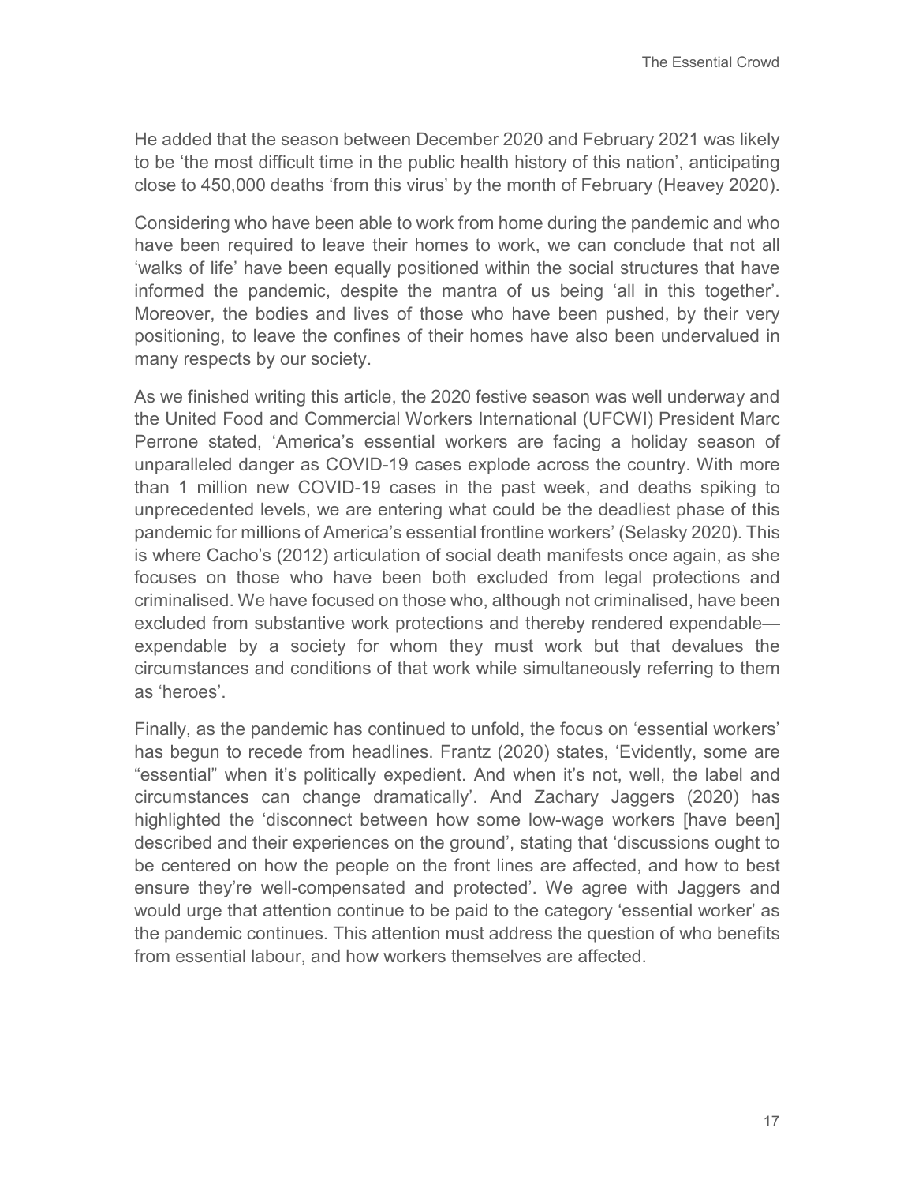He added that the season between December 2020 and February 2021 was likely to be 'the most difficult time in the public health history of this nation', anticipating close to 450,000 deaths 'from this virus' by the month of February (Heavey 2020).

Considering who have been able to work from home during the pandemic and who have been required to leave their homes to work, we can conclude that not all 'walks of life' have been equally positioned within the social structures that have informed the pandemic, despite the mantra of us being 'all in this together'. Moreover, the bodies and lives of those who have been pushed, by their very positioning, to leave the confines of their homes have also been undervalued in many respects by our society.

As we finished writing this article, the 2020 festive season was well underway and the United Food and Commercial Workers International (UFCWI) President Marc Perrone stated, 'America's essential workers are facing a holiday season of unparalleled danger as COVID-19 cases explode across the country. With more than 1 million new COVID-19 cases in the past week, and deaths spiking to unprecedented levels, we are entering what could be the deadliest phase of this pandemic for millions of America's essential frontline workers' (Selasky 2020). This is where Cacho's (2012) articulation of social death manifests once again, as she focuses on those who have been both excluded from legal protections and criminalised. We have focused on those who, although not criminalised, have been excluded from substantive work protections and thereby rendered expendable—expendable by a society for whom they must work but that devalues the circumstances and conditions of that work while simultaneously referring to them as 'heroes'.

Finally, as the pandemic has continued to unfold, the focus on 'essential workers' has begun to recede from headlines. Frantz (2020) states, 'Evidently, some are "essential" when it's politically expedient. And when it's not, well, the label and circumstances can change dramatically'. And Zachary Jaggers (2020) has highlighted the 'disconnect between how some low-wage workers [have been] described and their experiences on the ground', stating that 'discussions ought to be centered on how the people on the front lines are affected, and how to best ensure they're well-compensated and protected'. We agree with Jaggers and would urge that attention continue to be paid to the category 'essential worker' as the pandemic continues. This attention must address the question of who benefits from essential labour, and how workers themselves are affected.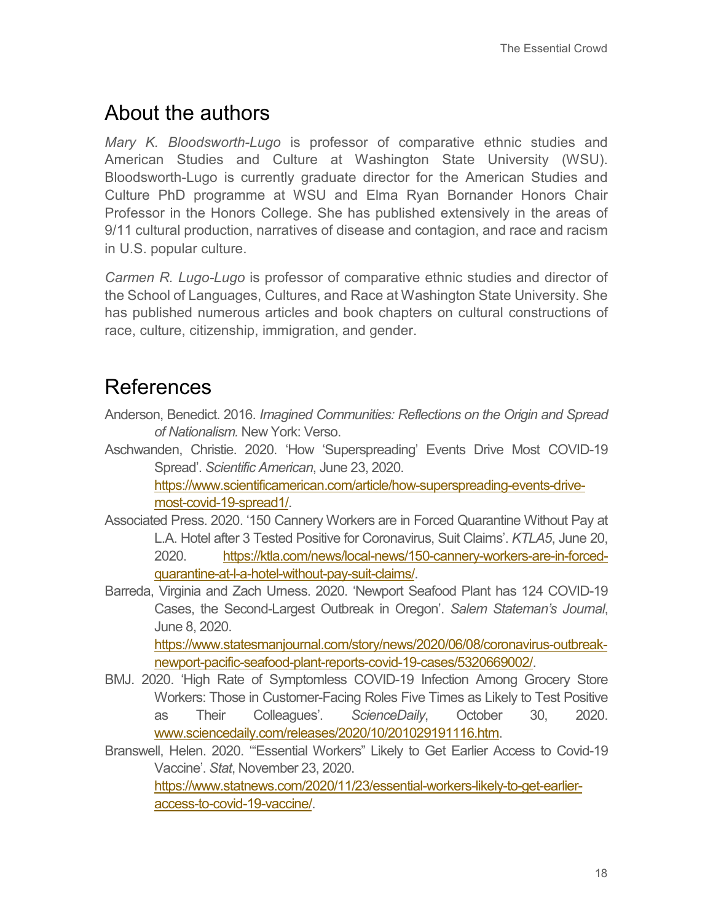## About the authors

*Mary K. Bloodsworth-Lugo* is professor of comparative ethnic studies and American Studies and Culture at Washington State University (WSU). Bloodsworth-Lugo is currently graduate director for the American Studies and Culture PhD programme at WSU and Elma Ryan Bornander Honors Chair Professor in the Honors College. She has published extensively in the areas of 9/11 cultural production, narratives of disease and contagion, and race and racism in U.S. popular culture.

*Carmen R. Lugo-Lugo* is professor of comparative ethnic studies and director of the School of Languages, Cultures, and Race at Washington State University. She has published numerous articles and book chapters on cultural constructions of race, culture, citizenship, immigration, and gender.

## References

Anderson, Benedict. 2016. *Imagined Communities: Reflections on the Origin and Spread of Nationalism.* New York: Verso.

Aschwanden, Christie. 2020. 'How 'Superspreading' Events Drive Most COVID-19 Spread'. *Scientific American*, June 23, 2020. https://www.scientificamerican.com/article/how-superspreading-events-drive-most-covid-19-spread1/.

Associated Press. 2020. '150 Cannery Workers are in Forced Quarantine Without Pay at L.A. Hotel after 3 Tested Positive for Coronavirus, Suit Claims'. *KTLA5*, June 20, 2020. https://ktla.com/news/local-news/150-cannery-workers-are-in-forced-quarantine-at-l-a-hotel-without-pay-suit-claims/.

Barreda, Virginia and Zach Urness. 2020. 'Newport Seafood Plant has 124 COVID-19 Cases, the Second-Largest Outbreak in Oregon'. *Salem Stateman's Journal*, June 8, 2020. https://www.statesmanjournal.com/story/news/2020/06/08/coronavirus-outbreak-newport-pacific-seafood-plant-reports-covid-19-cases/5320669002/.

BMJ. 2020. 'High Rate of Symptomless COVID-19 Infection Among Grocery Store Workers: Those in Customer-Facing Roles Five Times as Likely to Test Positive as Their Colleagues'. *ScienceDaily*, October 30, 2020. www.sciencedaily.com/releases/2020/10/201029191116.htm.

Branswell, Helen. 2020. '"Essential Workers" Likely to Get Earlier Access to Covid-19 Vaccine'. *Stat*, November 23, 2020. https://www.statnews.com/2020/11/23/essential-workers-likely-to-get-earlier-access-to-covid-19-vaccine/.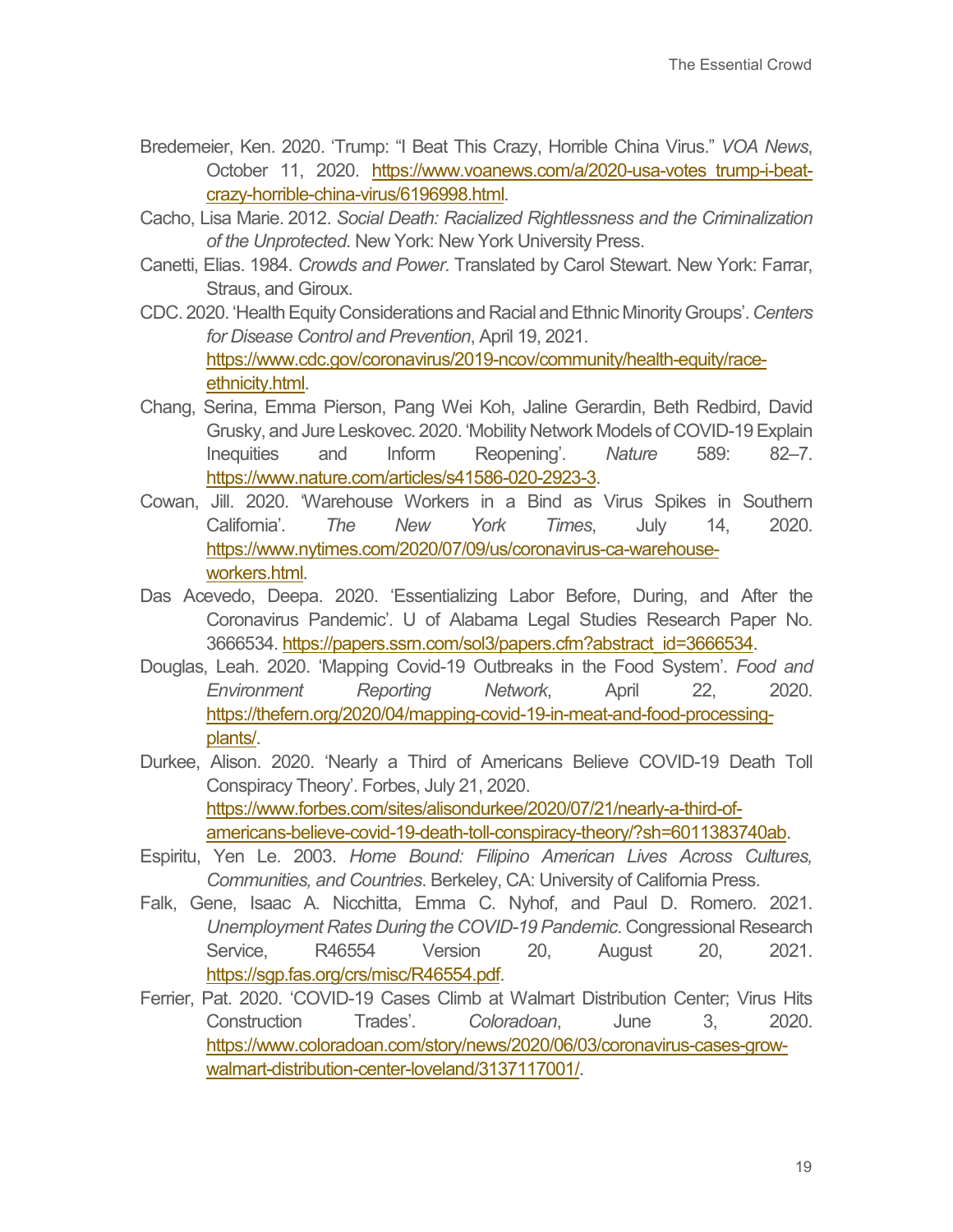Bredemeier, Ken. 2020. 'Trump: "I Beat This Crazy, Horrible China Virus." *VOA News*, October 11, 2020. [https://www.voanews.com/a/2020-usa-votes_trump-i-beat-crazy-horrible-china-virus/6196998.html](https://www.voanews.com/a/2020-usa-votes_trump-i-beat-crazy-horrible-china-virus/6196998.html).

Cacho, Lisa Marie. 2012. *Social Death: Racialized Rightlessness and the Criminalization of the Unprotected*. New York: New York University Press.

Canetti, Elias. 1984. *Crowds and Power*. Translated by Carol Stewart. New York: Farrar, Straus, and Giroux.

CDC. 2020. 'Health Equity Considerations and Racial and Ethnic Minority Groups'. *Centers for Disease Control and Prevention*, April 19, 2021. [https://www.cdc.gov/coronavirus/2019-ncov/community/health-equity/race-ethnicity.html](https://www.cdc.gov/coronavirus/2019-ncov/community/health-equity/race-ethnicity.html).

Chang, Serina, Emma Pierson, Pang Wei Koh, Jaline Gerardin, Beth Redbird, David Grusky, and Jure Leskovec. 2020. 'Mobility Network Models of COVID-19 Explain Inequities and Inform Reopening'. *Nature* 589: 82–7. [https://www.nature.com/articles/s41586-020-2923-3](https://www.nature.com/articles/s41586-020-2923-3).

Cowan, Jill. 2020. 'Warehouse Workers in a Bind as Virus Spikes in Southern California'. *The New York Times*, July 14, 2020. [https://www.nytimes.com/2020/07/09/us/coronavirus-ca-warehouse-workers.html](https://www.nytimes.com/2020/07/09/us/coronavirus-ca-warehouse-workers.html).

Das Acevedo, Deepa. 2020. 'Essentializing Labor Before, During, and After the Coronavirus Pandemic'. U of Alabama Legal Studies Research Paper No. 3666534. [https://papers.ssrn.com/sol3/papers.cfm?abstract_id=3666534](https://papers.ssrn.com/sol3/papers.cfm?abstract_id=3666534).

Douglas, Leah. 2020. 'Mapping Covid-19 Outbreaks in the Food System'. *Food and Environment Reporting Network*, April 22, 2020. [https://thefern.org/2020/04/mapping-covid-19-in-meat-and-food-processing-plants/](https://thefern.org/2020/04/mapping-covid-19-in-meat-and-food-processing-plants/).

Durkee, Alison. 2020. 'Nearly a Third of Americans Believe COVID-19 Death Toll Conspiracy Theory'. Forbes, July 21, 2020. [https://www.forbes.com/sites/alisondurkee/2020/07/21/nearly-a-third-of-americans-believe-covid-19-death-toll-conspiracy-theory/?sh=6011383740ab](https://www.forbes.com/sites/alisondurkee/2020/07/21/nearly-a-third-of-americans-believe-covid-19-death-toll-conspiracy-theory/?sh=6011383740ab).

Espiritu, Yen Le. 2003. *Home Bound: Filipino American Lives Across Cultures, Communities, and Countries*. Berkeley, CA: University of California Press.

Falk, Gene, Isaac A. Nicchitta, Emma C. Nyhof, and Paul D. Romero. 2021. *Unemployment Rates During the COVID-19 Pandemic*. Congressional Research Service, R46554 Version 20, August 20, 2021. [https://sgp.fas.org/crs/misc/R46554.pdf](https://sgp.fas.org/crs/misc/R46554.pdf).

Ferrier, Pat. 2020. 'COVID-19 Cases Climb at Walmart Distribution Center; Virus Hits Construction Trades'. *Coloradoan*, June 3, 2020. [https://www.coloradoan.com/story/news/2020/06/03/coronavirus-cases-grow-walmart-distribution-center-loveland/3137117001/](https://www.coloradoan.com/story/news/2020/06/03/coronavirus-cases-grow-walmart-distribution-center-loveland/3137117001/).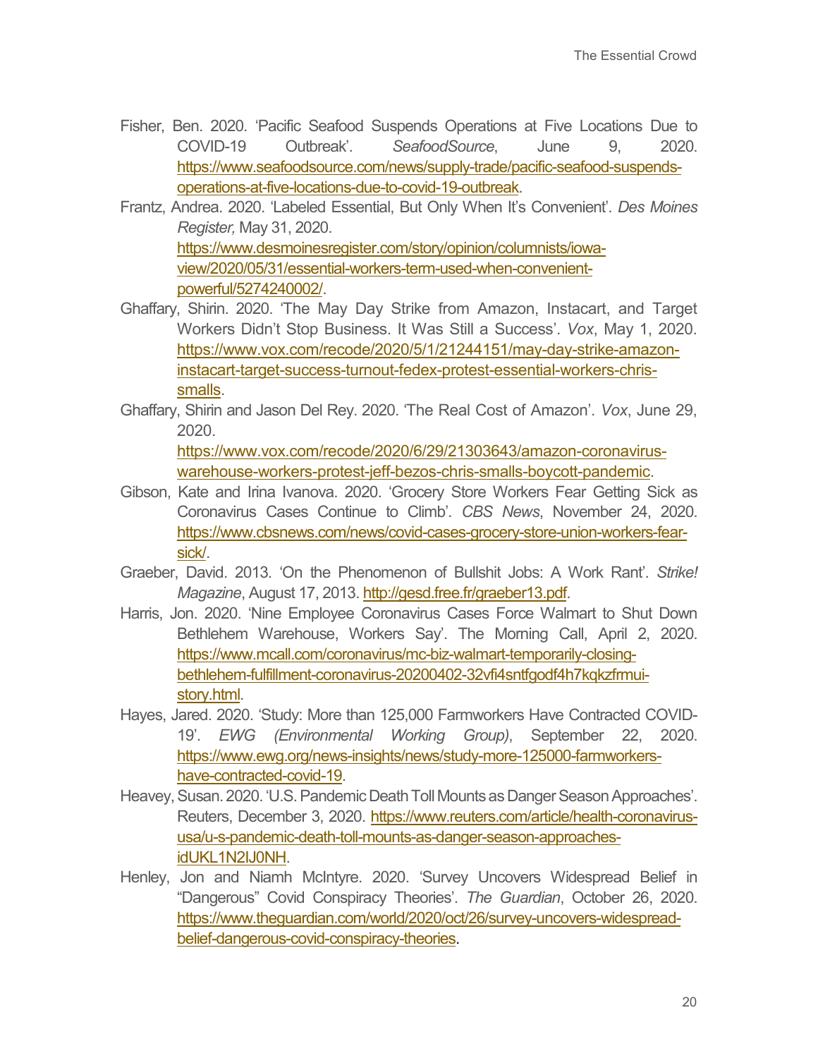Fisher, Ben. 2020. 'Pacific Seafood Suspends Operations at Five Locations Due to COVID-19 Outbreak'. *SeafoodSource*, June 9, 2020. https://www.seafoodsource.com/news/supply-trade/pacific-seafood-suspends-operations-at-five-locations-due-to-covid-19-outbreak.

Frantz, Andrea. 2020. 'Labeled Essential, But Only When It's Convenient'. *Des Moines Register,* May 31, 2020. https://www.desmoinesregister.com/story/opinion/columnists/iowa-view/2020/05/31/essential-workers-term-used-when-convenient-powerful/5274240002/.

Ghaffary, Shirin. 2020. 'The May Day Strike from Amazon, Instacart, and Target Workers Didn't Stop Business. It Was Still a Success'. *Vox*, May 1, 2020. https://www.vox.com/recode/2020/5/1/21244151/may-day-strike-amazon-instacart-target-success-turnout-fedex-protest-essential-workers-chris-smalls.

Ghaffary, Shirin and Jason Del Rey. 2020. 'The Real Cost of Amazon'. *Vox*, June 29, 2020. https://www.vox.com/recode/2020/6/29/21303643/amazon-coronavirus-warehouse-workers-protest-jeff-bezos-chris-smalls-boycott-pandemic.

Gibson, Kate and Irina Ivanova. 2020. 'Grocery Store Workers Fear Getting Sick as Coronavirus Cases Continue to Climb'. *CBS News*, November 24, 2020. https://www.cbsnews.com/news/covid-cases-grocery-store-union-workers-fear-sick/.

Graeber, David. 2013. 'On the Phenomenon of Bullshit Jobs: A Work Rant'. *Strike! Magazine*, August 17, 2013. http://gesd.free.fr/graeber13.pdf.

Harris, Jon. 2020. 'Nine Employee Coronavirus Cases Force Walmart to Shut Down Bethlehem Warehouse, Workers Say'. The Morning Call, April 2, 2020. https://www.mcall.com/coronavirus/mc-biz-walmart-temporarily-closing-bethlehem-fulfillment-coronavirus-20200402-32vfi4sntfgodf4h7kqkzfrmui-story.html.

Hayes, Jared. 2020. 'Study: More than 125,000 Farmworkers Have Contracted COVID-19'. *EWG (Environmental Working Group)*, September 22, 2020. https://www.ewg.org/news-insights/news/study-more-125000-farmworkers-have-contracted-covid-19.

Heavey, Susan. 2020. 'U.S. Pandemic Death Toll Mounts as Danger Season Approaches'. Reuters, December 3, 2020. https://www.reuters.com/article/health-coronavirus-usa/u-s-pandemic-death-toll-mounts-as-danger-season-approaches-idUKL1N2IJ0NH.

Henley, Jon and Niamh McIntyre. 2020. 'Survey Uncovers Widespread Belief in "Dangerous" Covid Conspiracy Theories'. *The Guardian*, October 26, 2020. https://www.theguardian.com/world/2020/oct/26/survey-uncovers-widespread-belief-dangerous-covid-conspiracy-theories.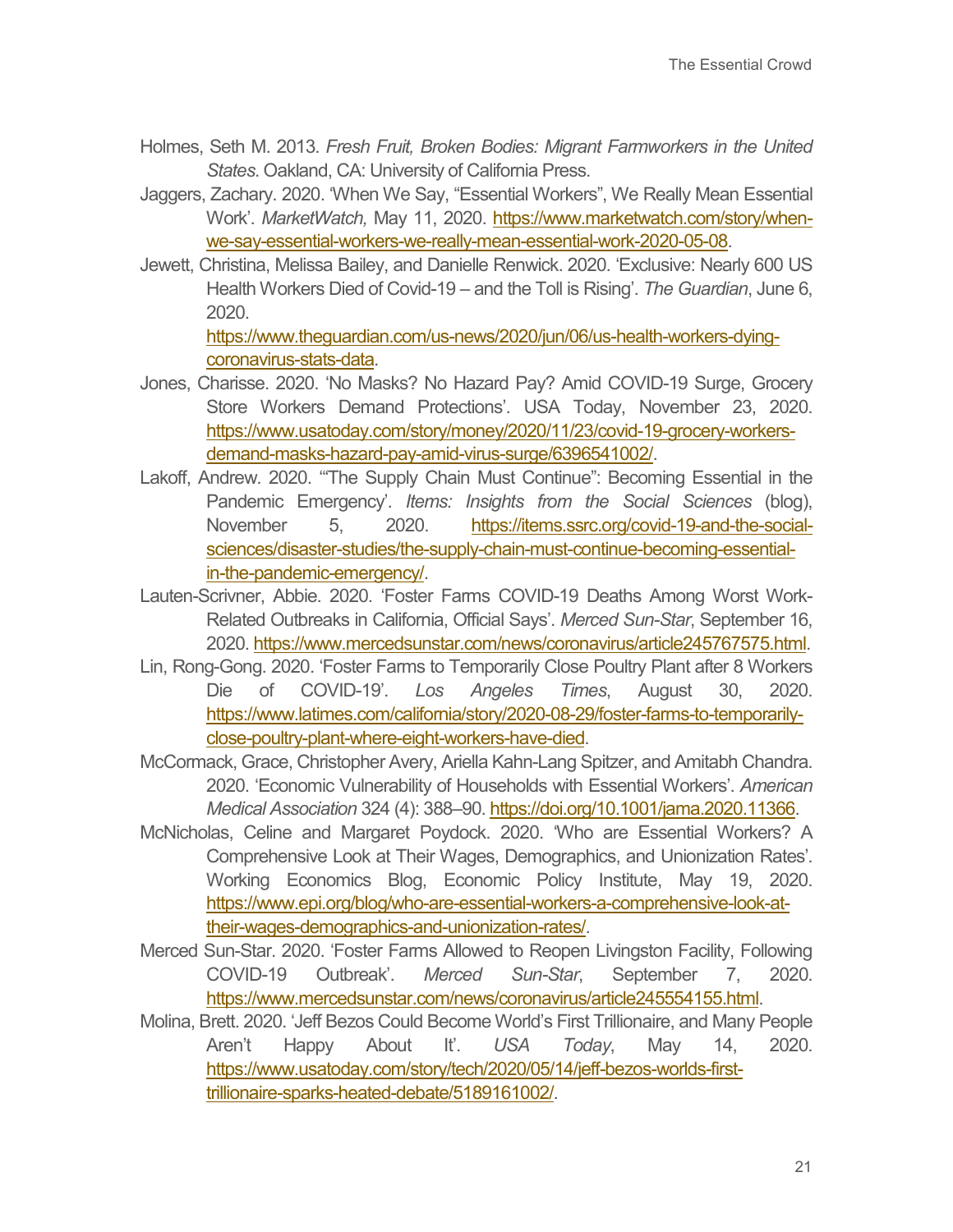Holmes, Seth M. 2013. *Fresh Fruit, Broken Bodies: Migrant Farmworkers in the United States*. Oakland, CA: University of California Press.

Jaggers, Zachary. 2020. 'When We Say, "Essential Workers", We Really Mean Essential Work'. *MarketWatch,* May 11, 2020. https://www.marketwatch.com/story/when-we-say-essential-workers-we-really-mean-essential-work-2020-05-08.

Jewett, Christina, Melissa Bailey, and Danielle Renwick. 2020. 'Exclusive: Nearly 600 US Health Workers Died of Covid-19 – and the Toll is Rising'. *The Guardian*, June 6, 2020. https://www.theguardian.com/us-news/2020/jun/06/us-health-workers-dying-coronavirus-stats-data.

Jones, Charisse. 2020. 'No Masks? No Hazard Pay? Amid COVID-19 Surge, Grocery Store Workers Demand Protections'. USA Today, November 23, 2020. https://www.usatoday.com/story/money/2020/11/23/covid-19-grocery-workers-demand-masks-hazard-pay-amid-virus-surge/6396541002/.

Lakoff, Andrew. 2020. '"The Supply Chain Must Continue": Becoming Essential in the Pandemic Emergency'. *Items: Insights from the Social Sciences* (blog), November 5, 2020. https://items.ssrc.org/covid-19-and-the-social-sciences/disaster-studies/the-supply-chain-must-continue-becoming-essential-in-the-pandemic-emergency/.

Lauten-Scrivner, Abbie. 2020. 'Foster Farms COVID-19 Deaths Among Worst Work-Related Outbreaks in California, Official Says'. *Merced Sun-Star*, September 16, 2020. https://www.mercedsunstar.com/news/coronavirus/article245767575.html.

Lin, Rong-Gong. 2020. 'Foster Farms to Temporarily Close Poultry Plant after 8 Workers Die of COVID-19'. *Los Angeles Times*, August 30, 2020. https://www.latimes.com/california/story/2020-08-29/foster-farms-to-temporarily-close-poultry-plant-where-eight-workers-have-died.

McCormack, Grace, Christopher Avery, Ariella Kahn-Lang Spitzer, and Amitabh Chandra. 2020. 'Economic Vulnerability of Households with Essential Workers'. *American Medical Association* 324 (4): 388–90. https://doi.org/10.1001/jama.2020.11366.

McNicholas, Celine and Margaret Poydock. 2020. 'Who are Essential Workers? A Comprehensive Look at Their Wages, Demographics, and Unionization Rates'. Working Economics Blog, Economic Policy Institute, May 19, 2020. https://www.epi.org/blog/who-are-essential-workers-a-comprehensive-look-at-their-wages-demographics-and-unionization-rates/.

Merced Sun-Star. 2020. 'Foster Farms Allowed to Reopen Livingston Facility, Following COVID-19 Outbreak'. *Merced Sun-Star*, September 7, 2020. https://www.mercedsunstar.com/news/coronavirus/article245554155.html.

Molina, Brett. 2020. 'Jeff Bezos Could Become World's First Trillionaire, and Many People Aren't Happy About It'. *USA Today*, May 14, 2020. https://www.usatoday.com/story/tech/2020/05/14/jeff-bezos-worlds-first-trillionaire-sparks-heated-debate/5189161002/.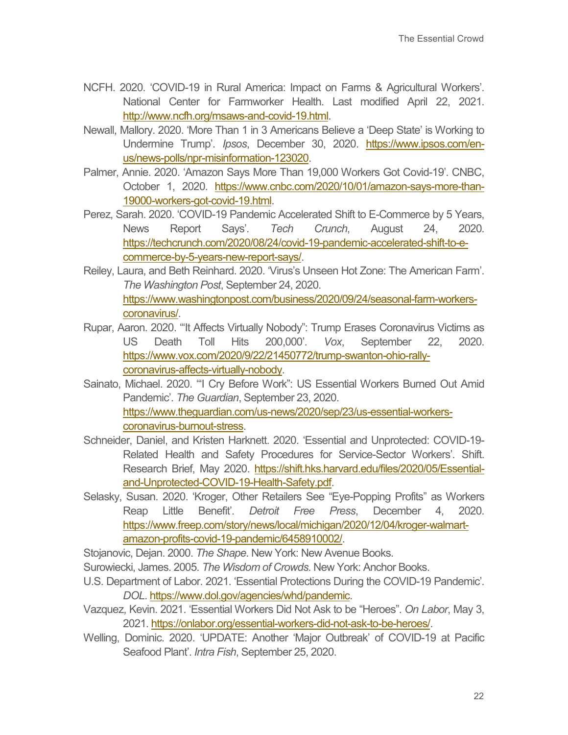NCFH. 2020. 'COVID-19 in Rural America: Impact on Farms & Agricultural Workers'. National Center for Farmworker Health. Last modified April 22, 2021. http://www.ncfh.org/msaws-and-covid-19.html.

Newall, Mallory. 2020. 'More Than 1 in 3 Americans Believe a 'Deep State' is Working to Undermine Trump'. *Ipsos*, December 30, 2020. https://www.ipsos.com/en-us/news-polls/npr-misinformation-123020.

Palmer, Annie. 2020. 'Amazon Says More Than 19,000 Workers Got Covid-19'. CNBC, October 1, 2020. https://www.cnbc.com/2020/10/01/amazon-says-more-than-19000-workers-got-covid-19.html.

Perez, Sarah. 2020. 'COVID-19 Pandemic Accelerated Shift to E-Commerce by 5 Years, News Report Says'. *Tech Crunch*, August 24, 2020. https://techcrunch.com/2020/08/24/covid-19-pandemic-accelerated-shift-to-e-commerce-by-5-years-new-report-says/.

Reiley, Laura, and Beth Reinhard. 2020. 'Virus's Unseen Hot Zone: The American Farm'. *The Washington Post*, September 24, 2020. https://www.washingtonpost.com/business/2020/09/24/seasonal-farm-workers-coronavirus/.

Rupar, Aaron. 2020. '"It Affects Virtually Nobody": Trump Erases Coronavirus Victims as US Death Toll Hits 200,000'. *Vox*, September 22, 2020. https://www.vox.com/2020/9/22/21450772/trump-swanton-ohio-rally-coronavirus-affects-virtually-nobody.

Sainato, Michael. 2020. '"I Cry Before Work": US Essential Workers Burned Out Amid Pandemic'. *The Guardian*, September 23, 2020. https://www.theguardian.com/us-news/2020/sep/23/us-essential-workers-coronavirus-burnout-stress.

Schneider, Daniel, and Kristen Harknett. 2020. 'Essential and Unprotected: COVID-19-Related Health and Safety Procedures for Service-Sector Workers'. Shift. Research Brief, May 2020. https://shift.hks.harvard.edu/files/2020/05/Essential-and-Unprotected-COVID-19-Health-Safety.pdf.

Selasky, Susan. 2020. 'Kroger, Other Retailers See "Eye-Popping Profits" as Workers Reap Little Benefit'. *Detroit Free Press*, December 4, 2020. https://www.freep.com/story/news/local/michigan/2020/12/04/kroger-walmart-amazon-profits-covid-19-pandemic/6458910002/.

Stojanovic, Dejan. 2000. *The Shape*. New York: New Avenue Books.

Surowiecki, James. 2005. *The Wisdom of Crowds*. New York: Anchor Books.

U.S. Department of Labor. 2021. 'Essential Protections During the COVID-19 Pandemic'. *DOL*. https://www.dol.gov/agencies/whd/pandemic.

Vazquez, Kevin. 2021. 'Essential Workers Did Not Ask to be "Heroes". *On Labor*, May 3, 2021. https://onlabor.org/essential-workers-did-not-ask-to-be-heroes/.

Welling, Dominic. 2020. 'UPDATE: Another 'Major Outbreak' of COVID-19 at Pacific Seafood Plant'. *Intra Fish*, September 25, 2020.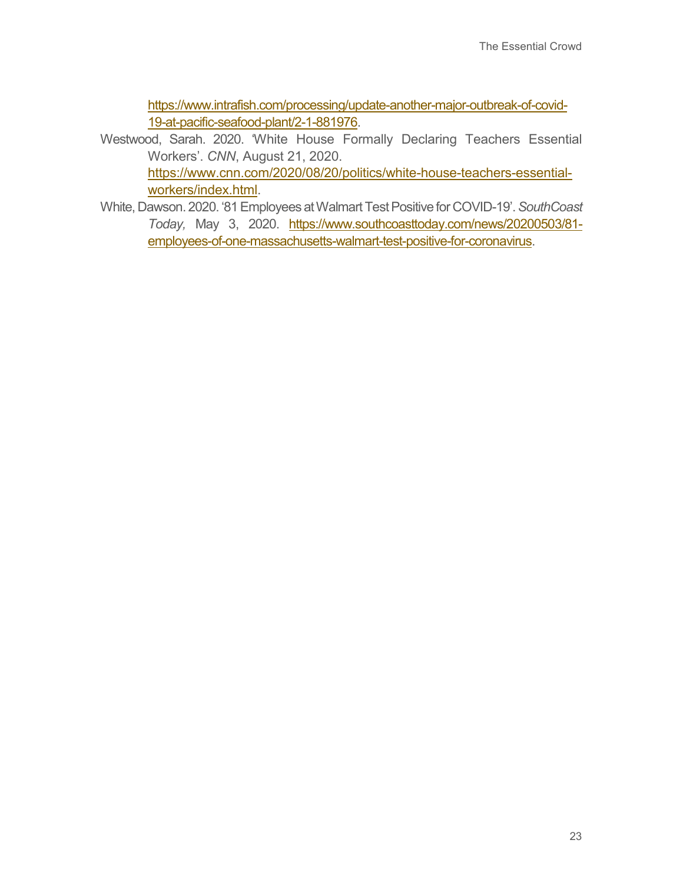https://www.intrafish.com/processing/update-another-major-outbreak-of-covid-19-at-pacific-seafood-plant/2-1-881976.

Westwood, Sarah. 2020. 'White House Formally Declaring Teachers Essential Workers'. *CNN*, August 21, 2020. https://www.cnn.com/2020/08/20/politics/white-house-teachers-essential-workers/index.html.

White, Dawson. 2020. '81 Employees at Walmart Test Positive for COVID-19'. *SouthCoast Today,* May 3, 2020. https://www.southcoasttoday.com/news/20200503/81-employees-of-one-massachusetts-walmart-test-positive-for-coronavirus.